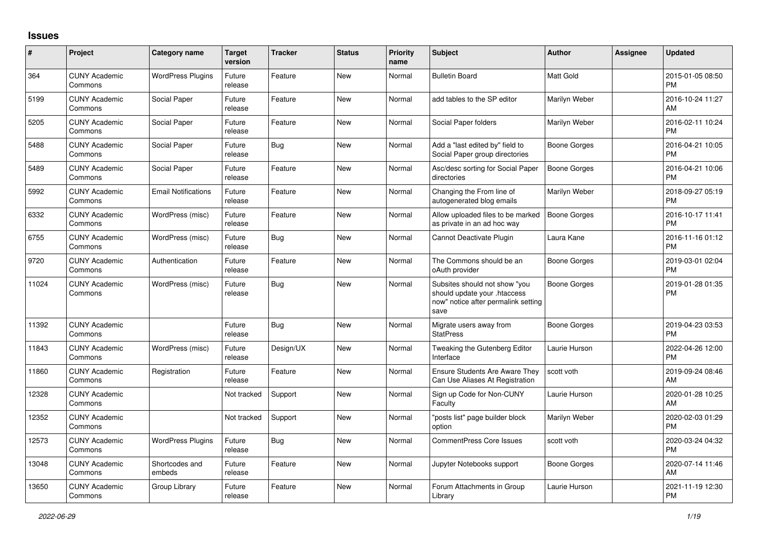# Issues

| # | Project | Category name | Target version | Tracker | Status | Priority name | Subject | Author | Assignee | Updated |
|---|---|---|---|---|---|---|---|---|---|---|
| 364 | CUNY Academic Commons | WordPress Plugins | Future release | Feature | New | Normal | Bulletin Board | Matt Gold | | 2015-01-05 08:50 PM |
| 5199 | CUNY Academic Commons | Social Paper | Future release | Feature | New | Normal | add tables to the SP editor | Marilyn Weber | | 2016-10-24 11:27 AM |
| 5205 | CUNY Academic Commons | Social Paper | Future release | Feature | New | Normal | Social Paper folders | Marilyn Weber | | 2016-02-11 10:24 PM |
| 5488 | CUNY Academic Commons | Social Paper | Future release | Bug | New | Normal | Add a "last edited by" field to Social Paper group directories | Boone Gorges | | 2016-04-21 10:05 PM |
| 5489 | CUNY Academic Commons | Social Paper | Future release | Feature | New | Normal | Asc/desc sorting for Social Paper directories | Boone Gorges | | 2016-04-21 10:06 PM |
| 5992 | CUNY Academic Commons | Email Notifications | Future release | Feature | New | Normal | Changing the From line of autogenerated blog emails | Marilyn Weber | | 2018-09-27 05:19 PM |
| 6332 | CUNY Academic Commons | WordPress (misc) | Future release | Feature | New | Normal | Allow uploaded files to be marked as private in an ad hoc way | Boone Gorges | | 2016-10-17 11:41 PM |
| 6755 | CUNY Academic Commons | WordPress (misc) | Future release | Bug | New | Normal | Cannot Deactivate Plugin | Laura Kane | | 2016-11-16 01:12 PM |
| 9720 | CUNY Academic Commons | Authentication | Future release | Feature | New | Normal | The Commons should be an oAuth provider | Boone Gorges | | 2019-03-01 02:04 PM |
| 11024 | CUNY Academic Commons | WordPress (misc) | Future release | Bug | New | Normal | Subsites should not show "you should update your .htaccess now" notice after permalink setting save | Boone Gorges | | 2019-01-28 01:35 PM |
| 11392 | CUNY Academic Commons | | Future release | Bug | New | Normal | Migrate users away from StatPress | Boone Gorges | | 2019-04-23 03:53 PM |
| 11843 | CUNY Academic Commons | WordPress (misc) | Future release | Design/UX | New | Normal | Tweaking the Gutenberg Editor Interface | Laurie Hurson | | 2022-04-26 12:00 PM |
| 11860 | CUNY Academic Commons | Registration | Future release | Feature | New | Normal | Ensure Students Are Aware They Can Use Aliases At Registration | scott voth | | 2019-09-24 08:46 AM |
| 12328 | CUNY Academic Commons | | Not tracked | Support | New | Normal | Sign up Code for Non-CUNY Faculty | Laurie Hurson | | 2020-01-28 10:25 AM |
| 12352 | CUNY Academic Commons | | Not tracked | Support | New | Normal | "posts list" page builder block option | Marilyn Weber | | 2020-02-03 01:29 PM |
| 12573 | CUNY Academic Commons | WordPress Plugins | Future release | Bug | New | Normal | CommentPress Core Issues | scott voth | | 2020-03-24 04:32 PM |
| 13048 | CUNY Academic Commons | Shortcodes and embeds | Future release | Feature | New | Normal | Jupyter Notebooks support | Boone Gorges | | 2020-07-14 11:46 AM |
| 13650 | CUNY Academic Commons | Group Library | Future release | Feature | New | Normal | Forum Attachments in Group Library | Laurie Hurson | | 2021-11-19 12:30 PM |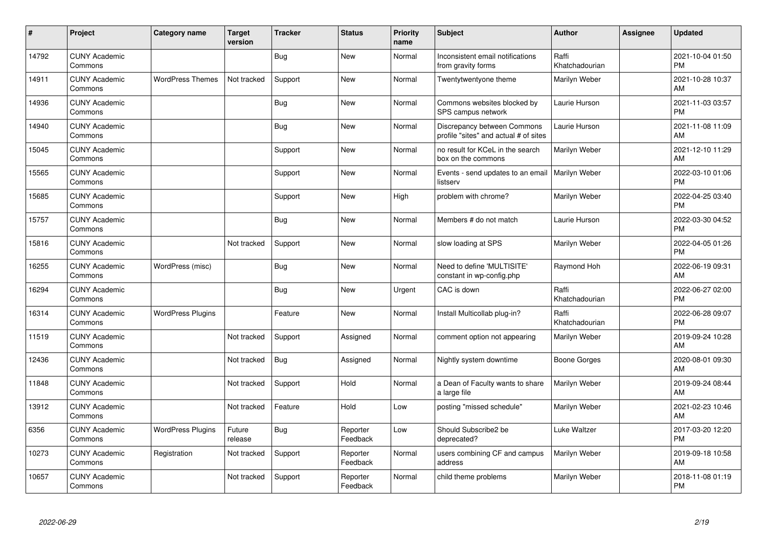| # | Project | Category name | Target version | Tracker | Status | Priority name | Subject | Author | Assignee | Updated |
|---|---|---|---|---|---|---|---|---|---|---|
| 14792 | CUNY Academic Commons | | | Bug | New | Normal | Inconsistent email notifications from gravity forms | Raffi Khatchadourian | | 2021-10-04 01:50 PM |
| 14911 | CUNY Academic Commons | WordPress Themes | Not tracked | Support | New | Normal | Twentytwentyone theme | Marilyn Weber | | 2021-10-28 10:37 AM |
| 14936 | CUNY Academic Commons | | | Bug | New | Normal | Commons websites blocked by SPS campus network | Laurie Hurson | | 2021-11-03 03:57 PM |
| 14940 | CUNY Academic Commons | | | Bug | New | Normal | Discrepancy between Commons profile "sites" and actual # of sites | Laurie Hurson | | 2021-11-08 11:09 AM |
| 15045 | CUNY Academic Commons | | | Support | New | Normal | no result for KCeL in the search box on the commons | Marilyn Weber | | 2021-12-10 11:29 AM |
| 15565 | CUNY Academic Commons | | | Support | New | Normal | Events - send updates to an email listserv | Marilyn Weber | | 2022-03-10 01:06 PM |
| 15685 | CUNY Academic Commons | | | Support | New | High | problem with chrome? | Marilyn Weber | | 2022-04-25 03:40 PM |
| 15757 | CUNY Academic Commons | | | Bug | New | Normal | Members # do not match | Laurie Hurson | | 2022-03-30 04:52 PM |
| 15816 | CUNY Academic Commons | | Not tracked | Support | New | Normal | slow loading at SPS | Marilyn Weber | | 2022-04-05 01:26 PM |
| 16255 | CUNY Academic Commons | WordPress (misc) | | Bug | New | Normal | Need to define 'MULTISITE' constant in wp-config.php | Raymond Hoh | | 2022-06-19 09:31 AM |
| 16294 | CUNY Academic Commons | | | Bug | New | Urgent | CAC is down | Raffi Khatchadourian | | 2022-06-27 02:00 PM |
| 16314 | CUNY Academic Commons | WordPress Plugins | | Feature | New | Normal | Install Multicollab plug-in? | Raffi Khatchadourian | | 2022-06-28 09:07 PM |
| 11519 | CUNY Academic Commons | | Not tracked | Support | Assigned | Normal | comment option not appearing | Marilyn Weber | | 2019-09-24 10:28 AM |
| 12436 | CUNY Academic Commons | | Not tracked | Bug | Assigned | Normal | Nightly system downtime | Boone Gorges | | 2020-08-01 09:30 AM |
| 11848 | CUNY Academic Commons | | Not tracked | Support | Hold | Normal | a Dean of Faculty wants to share a large file | Marilyn Weber | | 2019-09-24 08:44 AM |
| 13912 | CUNY Academic Commons | | Not tracked | Feature | Hold | Low | posting "missed schedule" | Marilyn Weber | | 2021-02-23 10:46 AM |
| 6356 | CUNY Academic Commons | WordPress Plugins | Future release | Bug | Reporter Feedback | Low | Should Subscribe2 be deprecated? | Luke Waltzer | | 2017-03-20 12:20 PM |
| 10273 | CUNY Academic Commons | Registration | Not tracked | Support | Reporter Feedback | Normal | users combining CF and campus address | Marilyn Weber | | 2019-09-18 10:58 AM |
| 10657 | CUNY Academic Commons | | Not tracked | Support | Reporter Feedback | Normal | child theme problems | Marilyn Weber | | 2018-11-08 01:19 PM |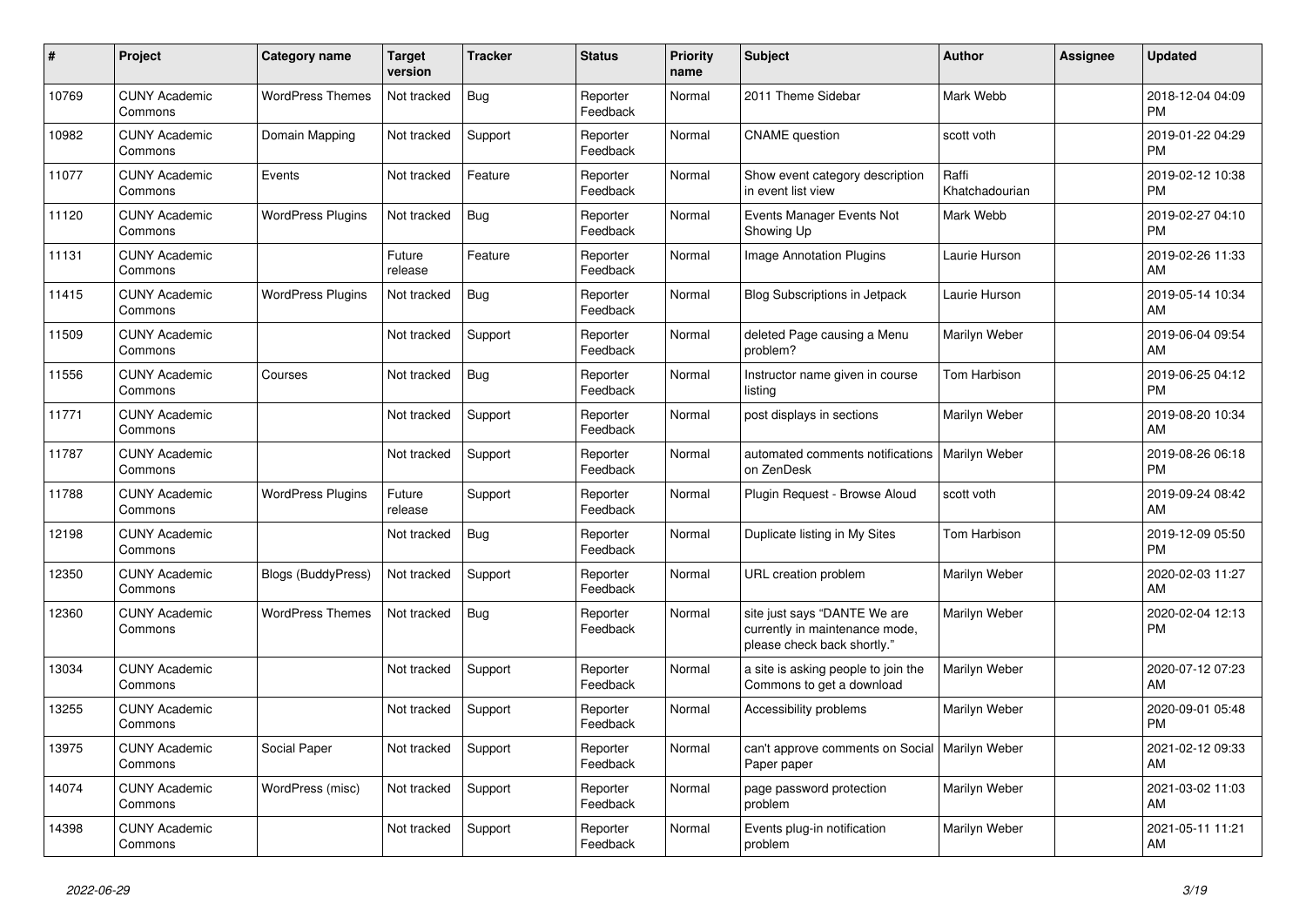| # | Project | Category name | Target version | Tracker | Status | Priority name | Subject | Author | Assignee | Updated |
|---|---|---|---|---|---|---|---|---|---|---|
| 10769 | CUNY Academic Commons | WordPress Themes | Not tracked | Bug | Reporter Feedback | Normal | 2011 Theme Sidebar | Mark Webb | | 2018-12-04 04:09 PM |
| 10982 | CUNY Academic Commons | Domain Mapping | Not tracked | Support | Reporter Feedback | Normal | CNAME question | scott voth | | 2019-01-22 04:29 PM |
| 11077 | CUNY Academic Commons | Events | Not tracked | Feature | Reporter Feedback | Normal | Show event category description in event list view | Raffi Khatchadourian | | 2019-02-12 10:38 PM |
| 11120 | CUNY Academic Commons | WordPress Plugins | Not tracked | Bug | Reporter Feedback | Normal | Events Manager Events Not Showing Up | Mark Webb | | 2019-02-27 04:10 PM |
| 11131 | CUNY Academic Commons | | Future release | Feature | Reporter Feedback | Normal | Image Annotation Plugins | Laurie Hurson | | 2019-02-26 11:33 AM |
| 11415 | CUNY Academic Commons | WordPress Plugins | Not tracked | Bug | Reporter Feedback | Normal | Blog Subscriptions in Jetpack | Laurie Hurson | | 2019-05-14 10:34 AM |
| 11509 | CUNY Academic Commons | | Not tracked | Support | Reporter Feedback | Normal | deleted Page causing a Menu problem? | Marilyn Weber | | 2019-06-04 09:54 AM |
| 11556 | CUNY Academic Commons | Courses | Not tracked | Bug | Reporter Feedback | Normal | Instructor name given in course listing | Tom Harbison | | 2019-06-25 04:12 PM |
| 11771 | CUNY Academic Commons | | Not tracked | Support | Reporter Feedback | Normal | post displays in sections | Marilyn Weber | | 2019-08-20 10:34 AM |
| 11787 | CUNY Academic Commons | | Not tracked | Support | Reporter Feedback | Normal | automated comments notifications on ZenDesk | Marilyn Weber | | 2019-08-26 06:18 PM |
| 11788 | CUNY Academic Commons | WordPress Plugins | Future release | Support | Reporter Feedback | Normal | Plugin Request - Browse Aloud | scott voth | | 2019-09-24 08:42 AM |
| 12198 | CUNY Academic Commons | | Not tracked | Bug | Reporter Feedback | Normal | Duplicate listing in My Sites | Tom Harbison | | 2019-12-09 05:50 PM |
| 12350 | CUNY Academic Commons | Blogs (BuddyPress) | Not tracked | Support | Reporter Feedback | Normal | URL creation problem | Marilyn Weber | | 2020-02-03 11:27 AM |
| 12360 | CUNY Academic Commons | WordPress Themes | Not tracked | Bug | Reporter Feedback | Normal | site just says "DANTE We are currently in maintenance mode, please check back shortly." | Marilyn Weber | | 2020-02-04 12:13 PM |
| 13034 | CUNY Academic Commons | | Not tracked | Support | Reporter Feedback | Normal | a site is asking people to join the Commons to get a download | Marilyn Weber | | 2020-07-12 07:23 AM |
| 13255 | CUNY Academic Commons | | Not tracked | Support | Reporter Feedback | Normal | Accessibility problems | Marilyn Weber | | 2020-09-01 05:48 PM |
| 13975 | CUNY Academic Commons | Social Paper | Not tracked | Support | Reporter Feedback | Normal | can't approve comments on Social Paper paper | Marilyn Weber | | 2021-02-12 09:33 AM |
| 14074 | CUNY Academic Commons | WordPress (misc) | Not tracked | Support | Reporter Feedback | Normal | page password protection problem | Marilyn Weber | | 2021-03-02 11:03 AM |
| 14398 | CUNY Academic Commons | | Not tracked | Support | Reporter Feedback | Normal | Events plug-in notification problem | Marilyn Weber | | 2021-05-11 11:21 AM |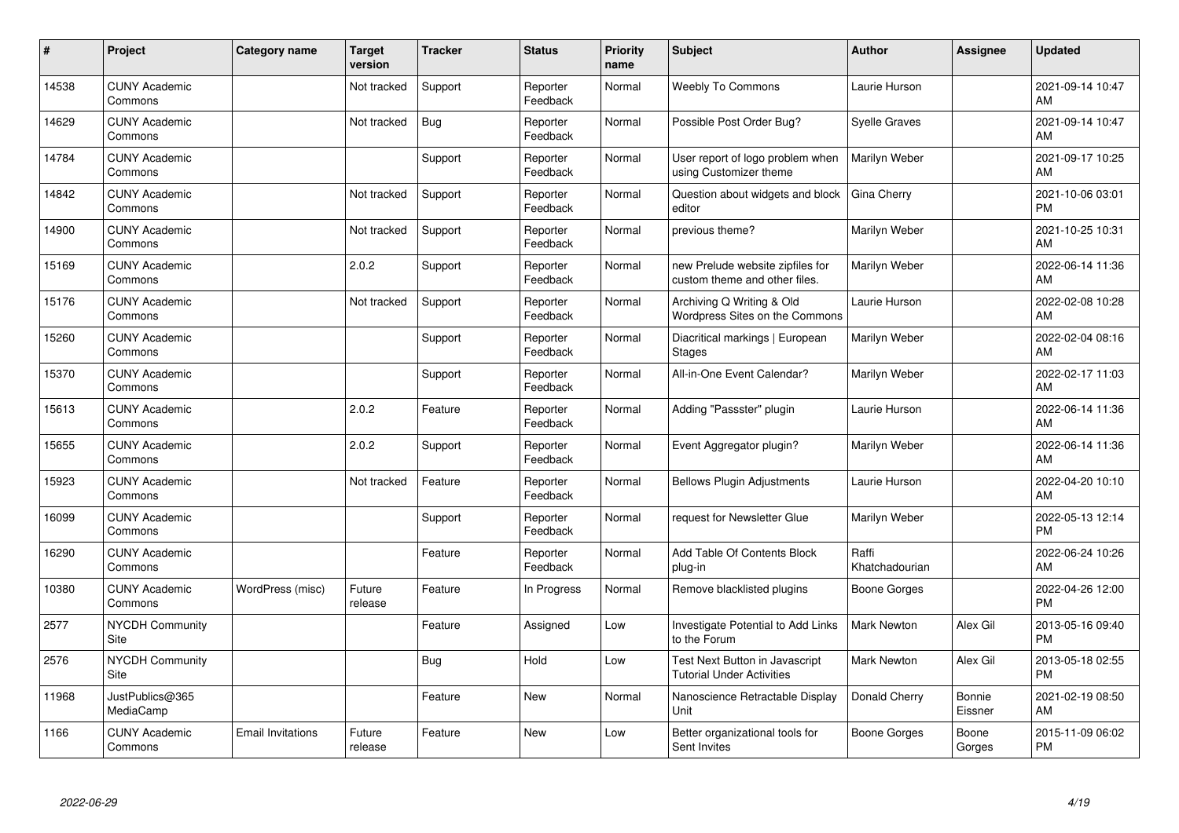| # | Project | Category name | Target version | Tracker | Status | Priority name | Subject | Author | Assignee | Updated |
|---|---|---|---|---|---|---|---|---|---|---|
| 14538 | CUNY Academic Commons | | Not tracked | Support | Reporter Feedback | Normal | Weebly To Commons | Laurie Hurson | | 2021-09-14 10:47 AM |
| 14629 | CUNY Academic Commons | | Not tracked | Bug | Reporter Feedback | Normal | Possible Post Order Bug? | Syelle Graves | | 2021-09-14 10:47 AM |
| 14784 | CUNY Academic Commons | | | Support | Reporter Feedback | Normal | User report of logo problem when using Customizer theme | Marilyn Weber | | 2021-09-17 10:25 AM |
| 14842 | CUNY Academic Commons | | Not tracked | Support | Reporter Feedback | Normal | Question about widgets and block editor | Gina Cherry | | 2021-10-06 03:01 PM |
| 14900 | CUNY Academic Commons | | Not tracked | Support | Reporter Feedback | Normal | previous theme? | Marilyn Weber | | 2021-10-25 10:31 AM |
| 15169 | CUNY Academic Commons | | 2.0.2 | Support | Reporter Feedback | Normal | new Prelude website zipfiles for custom theme and other files. | Marilyn Weber | | 2022-06-14 11:36 AM |
| 15176 | CUNY Academic Commons | | Not tracked | Support | Reporter Feedback | Normal | Archiving Q Writing & Old Wordpress Sites on the Commons | Laurie Hurson | | 2022-02-08 10:28 AM |
| 15260 | CUNY Academic Commons | | | Support | Reporter Feedback | Normal | Diacritical markings \| European Stages | Marilyn Weber | | 2022-02-04 08:16 AM |
| 15370 | CUNY Academic Commons | | | Support | Reporter Feedback | Normal | All-in-One Event Calendar? | Marilyn Weber | | 2022-02-17 11:03 AM |
| 15613 | CUNY Academic Commons | | 2.0.2 | Feature | Reporter Feedback | Normal | Adding "Passster" plugin | Laurie Hurson | | 2022-06-14 11:36 AM |
| 15655 | CUNY Academic Commons | | 2.0.2 | Support | Reporter Feedback | Normal | Event Aggregator plugin? | Marilyn Weber | | 2022-06-14 11:36 AM |
| 15923 | CUNY Academic Commons | | Not tracked | Feature | Reporter Feedback | Normal | Bellows Plugin Adjustments | Laurie Hurson | | 2022-04-20 10:10 AM |
| 16099 | CUNY Academic Commons | | | Support | Reporter Feedback | Normal | request for Newsletter Glue | Marilyn Weber | | 2022-05-13 12:14 PM |
| 16290 | CUNY Academic Commons | | | Feature | Reporter Feedback | Normal | Add Table Of Contents Block plug-in | Raffi Khatchadourian | | 2022-06-24 10:26 AM |
| 10380 | CUNY Academic Commons | WordPress (misc) | Future release | Feature | In Progress | Normal | Remove blacklisted plugins | Boone Gorges | | 2022-04-26 12:00 PM |
| 2577 | NYCDH Community Site | | | Feature | Assigned | Low | Investigate Potential to Add Links to the Forum | Mark Newton | Alex Gil | 2013-05-16 09:40 PM |
| 2576 | NYCDH Community Site | | | Bug | Hold | Low | Test Next Button in Javascript Tutorial Under Activities | Mark Newton | Alex Gil | 2013-05-18 02:55 PM |
| 11968 | JustPublics@365 MediaCamp | | | Feature | New | Normal | Nanoscience Retractable Display Unit | Donald Cherry | Bonnie Eissner | 2021-02-19 08:50 AM |
| 1166 | CUNY Academic Commons | Email Invitations | Future release | Feature | New | Low | Better organizational tools for Sent Invites | Boone Gorges | Boone Gorges | 2015-11-09 06:02 PM |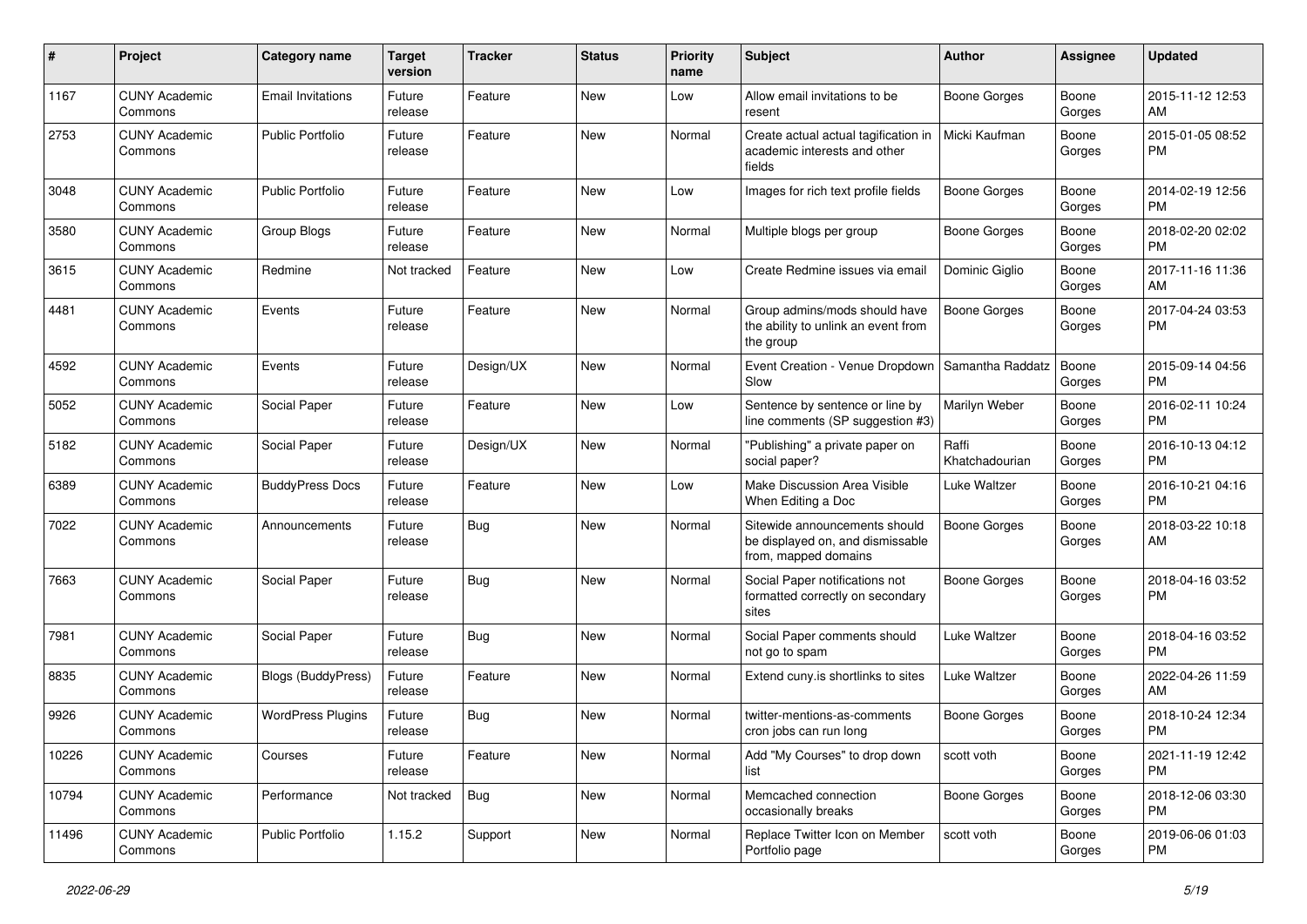| # | Project | Category name | Target version | Tracker | Status | Priority name | Subject | Author | Assignee | Updated |
|---|---|---|---|---|---|---|---|---|---|---|
| 1167 | CUNY Academic Commons | Email Invitations | Future release | Feature | New | Low | Allow email invitations to be resent | Boone Gorges | Boone Gorges | 2015-11-12 12:53 AM |
| 2753 | CUNY Academic Commons | Public Portfolio | Future release | Feature | New | Normal | Create actual actual tagification in academic interests and other fields | Micki Kaufman | Boone Gorges | 2015-01-05 08:52 PM |
| 3048 | CUNY Academic Commons | Public Portfolio | Future release | Feature | New | Low | Images for rich text profile fields | Boone Gorges | Boone Gorges | 2014-02-19 12:56 PM |
| 3580 | CUNY Academic Commons | Group Blogs | Future release | Feature | New | Normal | Multiple blogs per group | Boone Gorges | Boone Gorges | 2018-02-20 02:02 PM |
| 3615 | CUNY Academic Commons | Redmine | Not tracked | Feature | New | Low | Create Redmine issues via email | Dominic Giglio | Boone Gorges | 2017-11-16 11:36 AM |
| 4481 | CUNY Academic Commons | Events | Future release | Feature | New | Normal | Group admins/mods should have the ability to unlink an event from the group | Boone Gorges | Boone Gorges | 2017-04-24 03:53 PM |
| 4592 | CUNY Academic Commons | Events | Future release | Design/UX | New | Normal | Event Creation - Venue Dropdown Slow | Samantha Raddatz | Boone Gorges | 2015-09-14 04:56 PM |
| 5052 | CUNY Academic Commons | Social Paper | Future release | Feature | New | Low | Sentence by sentence or line by line comments (SP suggestion #3) | Marilyn Weber | Boone Gorges | 2016-02-11 10:24 PM |
| 5182 | CUNY Academic Commons | Social Paper | Future release | Design/UX | New | Normal | "Publishing" a private paper on social paper? | Raffi Khatchadourian | Boone Gorges | 2016-10-13 04:12 PM |
| 6389 | CUNY Academic Commons | BuddyPress Docs | Future release | Feature | New | Low | Make Discussion Area Visible When Editing a Doc | Luke Waltzer | Boone Gorges | 2016-10-21 04:16 PM |
| 7022 | CUNY Academic Commons | Announcements | Future release | Bug | New | Normal | Sitewide announcements should be displayed on, and dismissable from, mapped domains | Boone Gorges | Boone Gorges | 2018-03-22 10:18 AM |
| 7663 | CUNY Academic Commons | Social Paper | Future release | Bug | New | Normal | Social Paper notifications not formatted correctly on secondary sites | Boone Gorges | Boone Gorges | 2018-04-16 03:52 PM |
| 7981 | CUNY Academic Commons | Social Paper | Future release | Bug | New | Normal | Social Paper comments should not go to spam | Luke Waltzer | Boone Gorges | 2018-04-16 03:52 PM |
| 8835 | CUNY Academic Commons | Blogs (BuddyPress) | Future release | Feature | New | Normal | Extend cuny.is shortlinks to sites | Luke Waltzer | Boone Gorges | 2022-04-26 11:59 AM |
| 9926 | CUNY Academic Commons | WordPress Plugins | Future release | Bug | New | Normal | twitter-mentions-as-comments cron jobs can run long | Boone Gorges | Boone Gorges | 2018-10-24 12:34 PM |
| 10226 | CUNY Academic Commons | Courses | Future release | Feature | New | Normal | Add "My Courses" to drop down list | scott voth | Boone Gorges | 2021-11-19 12:42 PM |
| 10794 | CUNY Academic Commons | Performance | Not tracked | Bug | New | Normal | Memcached connection occasionally breaks | Boone Gorges | Boone Gorges | 2018-12-06 03:30 PM |
| 11496 | CUNY Academic Commons | Public Portfolio | 1.15.2 | Support | New | Normal | Replace Twitter Icon on Member Portfolio page | scott voth | Boone Gorges | 2019-06-06 01:03 PM |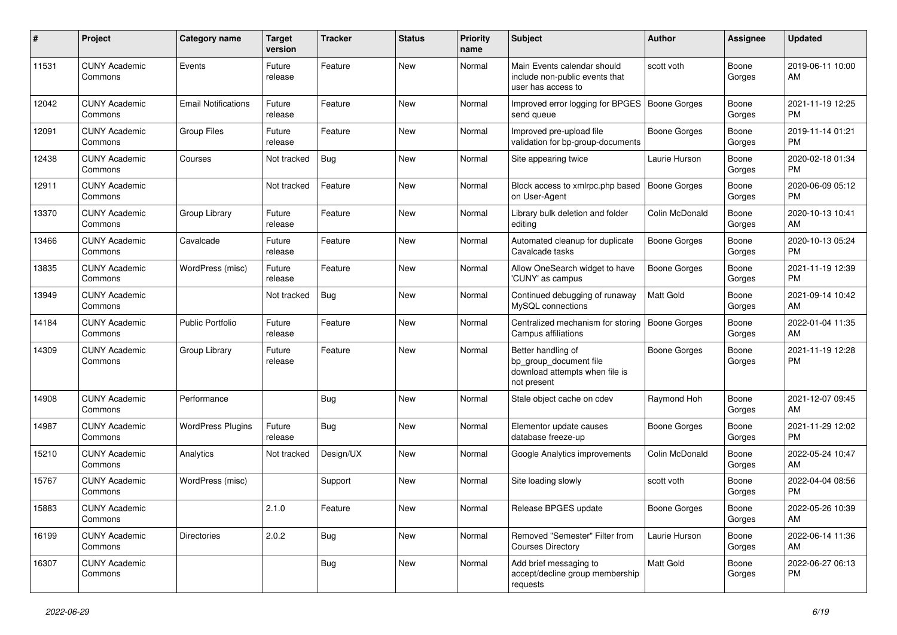| # | Project | Category name | Target version | Tracker | Status | Priority name | Subject | Author | Assignee | Updated |
|---|---|---|---|---|---|---|---|---|---|---|
| 11531 | CUNY Academic Commons | Events | Future release | Feature | New | Normal | Main Events calendar should include non-public events that user has access to | scott voth | Boone Gorges | 2019-06-11 10:00 AM |
| 12042 | CUNY Academic Commons | Email Notifications | Future release | Feature | New | Normal | Improved error logging for BPGES send queue | Boone Gorges | Boone Gorges | 2021-11-19 12:25 PM |
| 12091 | CUNY Academic Commons | Group Files | Future release | Feature | New | Normal | Improved pre-upload file validation for bp-group-documents | Boone Gorges | Boone Gorges | 2019-11-14 01:21 PM |
| 12438 | CUNY Academic Commons | Courses | Not tracked | Bug | New | Normal | Site appearing twice | Laurie Hurson | Boone Gorges | 2020-02-18 01:34 PM |
| 12911 | CUNY Academic Commons | | Not tracked | Feature | New | Normal | Block access to xmlrpc.php based on User-Agent | Boone Gorges | Boone Gorges | 2020-06-09 05:12 PM |
| 13370 | CUNY Academic Commons | Group Library | Future release | Feature | New | Normal | Library bulk deletion and folder editing | Colin McDonald | Boone Gorges | 2020-10-13 10:41 AM |
| 13466 | CUNY Academic Commons | Cavalcade | Future release | Feature | New | Normal | Automated cleanup for duplicate Cavalcade tasks | Boone Gorges | Boone Gorges | 2020-10-13 05:24 PM |
| 13835 | CUNY Academic Commons | WordPress (misc) | Future release | Feature | New | Normal | Allow OneSearch widget to have 'CUNY' as campus | Boone Gorges | Boone Gorges | 2021-11-19 12:39 PM |
| 13949 | CUNY Academic Commons | | Not tracked | Bug | New | Normal | Continued debugging of runaway MySQL connections | Matt Gold | Boone Gorges | 2021-09-14 10:42 AM |
| 14184 | CUNY Academic Commons | Public Portfolio | Future release | Feature | New | Normal | Centralized mechanism for storing Campus affiliations | Boone Gorges | Boone Gorges | 2022-01-04 11:35 AM |
| 14309 | CUNY Academic Commons | Group Library | Future release | Feature | New | Normal | Better handling of bp_group_document file download attempts when file is not present | Boone Gorges | Boone Gorges | 2021-11-19 12:28 PM |
| 14908 | CUNY Academic Commons | Performance | | Bug | New | Normal | Stale object cache on cdev | Raymond Hoh | Boone Gorges | 2021-12-07 09:45 AM |
| 14987 | CUNY Academic Commons | WordPress Plugins | Future release | Bug | New | Normal | Elementor update causes database freeze-up | Boone Gorges | Boone Gorges | 2021-11-29 12:02 PM |
| 15210 | CUNY Academic Commons | Analytics | Not tracked | Design/UX | New | Normal | Google Analytics improvements | Colin McDonald | Boone Gorges | 2022-05-24 10:47 AM |
| 15767 | CUNY Academic Commons | WordPress (misc) | | Support | New | Normal | Site loading slowly | scott voth | Boone Gorges | 2022-04-04 08:56 PM |
| 15883 | CUNY Academic Commons | | 2.1.0 | Feature | New | Normal | Release BPGES update | Boone Gorges | Boone Gorges | 2022-05-26 10:39 AM |
| 16199 | CUNY Academic Commons | Directories | 2.0.2 | Bug | New | Normal | Removed "Semester" Filter from Courses Directory | Laurie Hurson | Boone Gorges | 2022-06-14 11:36 AM |
| 16307 | CUNY Academic Commons | | | Bug | New | Normal | Add brief messaging to accept/decline group membership requests | Matt Gold | Boone Gorges | 2022-06-27 06:13 PM |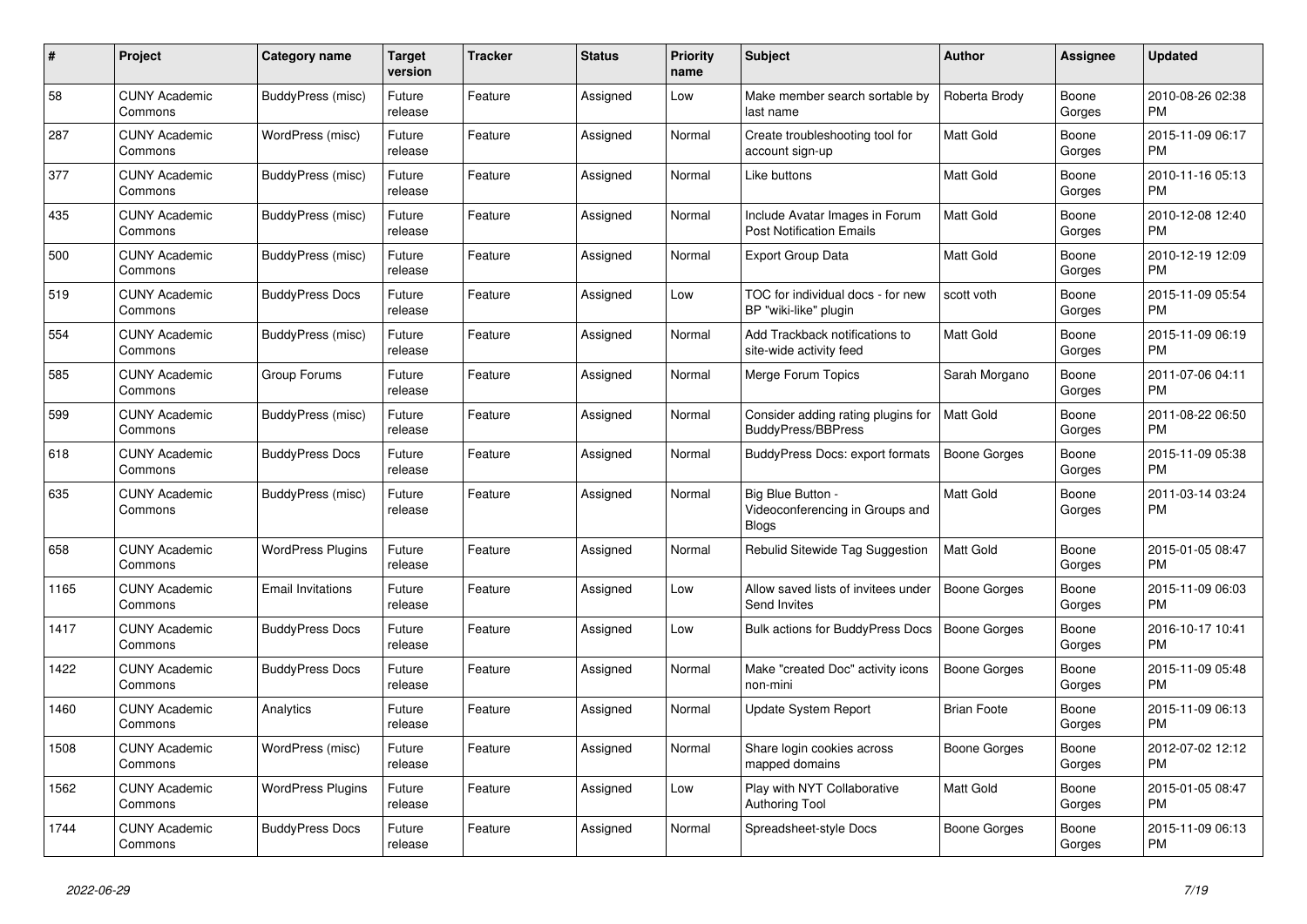| # | Project | Category name | Target version | Tracker | Status | Priority name | Subject | Author | Assignee | Updated |
|---|---|---|---|---|---|---|---|---|---|---|
| 58 | CUNY Academic Commons | BuddyPress (misc) | Future release | Feature | Assigned | Low | Make member search sortable by last name | Roberta Brody | Boone Gorges | 2010-08-26 02:38 PM |
| 287 | CUNY Academic Commons | WordPress (misc) | Future release | Feature | Assigned | Normal | Create troubleshooting tool for account sign-up | Matt Gold | Boone Gorges | 2015-11-09 06:17 PM |
| 377 | CUNY Academic Commons | BuddyPress (misc) | Future release | Feature | Assigned | Normal | Like buttons | Matt Gold | Boone Gorges | 2010-11-16 05:13 PM |
| 435 | CUNY Academic Commons | BuddyPress (misc) | Future release | Feature | Assigned | Normal | Include Avatar Images in Forum Post Notification Emails | Matt Gold | Boone Gorges | 2010-12-08 12:40 PM |
| 500 | CUNY Academic Commons | BuddyPress (misc) | Future release | Feature | Assigned | Normal | Export Group Data | Matt Gold | Boone Gorges | 2010-12-19 12:09 PM |
| 519 | CUNY Academic Commons | BuddyPress Docs | Future release | Feature | Assigned | Low | TOC for individual docs - for new BP "wiki-like" plugin | scott voth | Boone Gorges | 2015-11-09 05:54 PM |
| 554 | CUNY Academic Commons | BuddyPress (misc) | Future release | Feature | Assigned | Normal | Add Trackback notifications to site-wide activity feed | Matt Gold | Boone Gorges | 2015-11-09 06:19 PM |
| 585 | CUNY Academic Commons | Group Forums | Future release | Feature | Assigned | Normal | Merge Forum Topics | Sarah Morgano | Boone Gorges | 2011-07-06 04:11 PM |
| 599 | CUNY Academic Commons | BuddyPress (misc) | Future release | Feature | Assigned | Normal | Consider adding rating plugins for BuddyPress/BBPress | Matt Gold | Boone Gorges | 2011-08-22 06:50 PM |
| 618 | CUNY Academic Commons | BuddyPress Docs | Future release | Feature | Assigned | Normal | BuddyPress Docs: export formats | Boone Gorges | Boone Gorges | 2015-11-09 05:38 PM |
| 635 | CUNY Academic Commons | BuddyPress (misc) | Future release | Feature | Assigned | Normal | Big Blue Button - Videoconferencing in Groups and Blogs | Matt Gold | Boone Gorges | 2011-03-14 03:24 PM |
| 658 | CUNY Academic Commons | WordPress Plugins | Future release | Feature | Assigned | Normal | Rebulid Sitewide Tag Suggestion | Matt Gold | Boone Gorges | 2015-01-05 08:47 PM |
| 1165 | CUNY Academic Commons | Email Invitations | Future release | Feature | Assigned | Low | Allow saved lists of invitees under Send Invites | Boone Gorges | Boone Gorges | 2015-11-09 06:03 PM |
| 1417 | CUNY Academic Commons | BuddyPress Docs | Future release | Feature | Assigned | Low | Bulk actions for BuddyPress Docs | Boone Gorges | Boone Gorges | 2016-10-17 10:41 PM |
| 1422 | CUNY Academic Commons | BuddyPress Docs | Future release | Feature | Assigned | Normal | Make "created Doc" activity icons non-mini | Boone Gorges | Boone Gorges | 2015-11-09 05:48 PM |
| 1460 | CUNY Academic Commons | Analytics | Future release | Feature | Assigned | Normal | Update System Report | Brian Foote | Boone Gorges | 2015-11-09 06:13 PM |
| 1508 | CUNY Academic Commons | WordPress (misc) | Future release | Feature | Assigned | Normal | Share login cookies across mapped domains | Boone Gorges | Boone Gorges | 2012-07-02 12:12 PM |
| 1562 | CUNY Academic Commons | WordPress Plugins | Future release | Feature | Assigned | Low | Play with NYT Collaborative Authoring Tool | Matt Gold | Boone Gorges | 2015-01-05 08:47 PM |
| 1744 | CUNY Academic Commons | BuddyPress Docs | Future release | Feature | Assigned | Normal | Spreadsheet-style Docs | Boone Gorges | Boone Gorges | 2015-11-09 06:13 PM |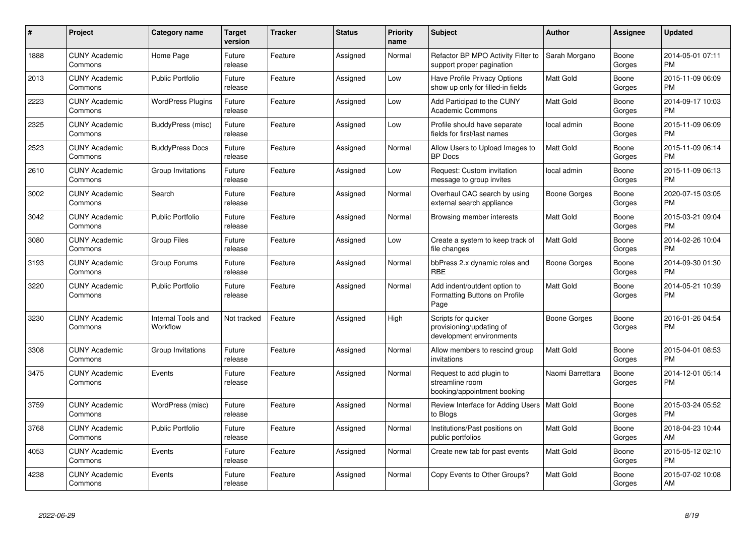| # | Project | Category name | Target version | Tracker | Status | Priority name | Subject | Author | Assignee | Updated |
|---|---|---|---|---|---|---|---|---|---|---|
| 1888 | CUNY Academic Commons | Home Page | Future release | Feature | Assigned | Normal | Refactor BP MPO Activity Filter to support proper pagination | Sarah Morgano | Boone Gorges | 2014-05-01 07:11 PM |
| 2013 | CUNY Academic Commons | Public Portfolio | Future release | Feature | Assigned | Low | Have Profile Privacy Options show up only for filled-in fields | Matt Gold | Boone Gorges | 2015-11-09 06:09 PM |
| 2223 | CUNY Academic Commons | WordPress Plugins | Future release | Feature | Assigned | Low | Add Participad to the CUNY Academic Commons | Matt Gold | Boone Gorges | 2014-09-17 10:03 PM |
| 2325 | CUNY Academic Commons | BuddyPress (misc) | Future release | Feature | Assigned | Low | Profile should have separate fields for first/last names | local admin | Boone Gorges | 2015-11-09 06:09 PM |
| 2523 | CUNY Academic Commons | BuddyPress Docs | Future release | Feature | Assigned | Normal | Allow Users to Upload Images to BP Docs | Matt Gold | Boone Gorges | 2015-11-09 06:14 PM |
| 2610 | CUNY Academic Commons | Group Invitations | Future release | Feature | Assigned | Low | Request: Custom invitation message to group invites | local admin | Boone Gorges | 2015-11-09 06:13 PM |
| 3002 | CUNY Academic Commons | Search | Future release | Feature | Assigned | Normal | Overhaul CAC search by using external search appliance | Boone Gorges | Boone Gorges | 2020-07-15 03:05 PM |
| 3042 | CUNY Academic Commons | Public Portfolio | Future release | Feature | Assigned | Normal | Browsing member interests | Matt Gold | Boone Gorges | 2015-03-21 09:04 PM |
| 3080 | CUNY Academic Commons | Group Files | Future release | Feature | Assigned | Low | Create a system to keep track of file changes | Matt Gold | Boone Gorges | 2014-02-26 10:04 PM |
| 3193 | CUNY Academic Commons | Group Forums | Future release | Feature | Assigned | Normal | bbPress 2.x dynamic roles and RBE | Boone Gorges | Boone Gorges | 2014-09-30 01:30 PM |
| 3220 | CUNY Academic Commons | Public Portfolio | Future release | Feature | Assigned | Normal | Add indent/outdent option to Formatting Buttons on Profile Page | Matt Gold | Boone Gorges | 2014-05-21 10:39 PM |
| 3230 | CUNY Academic Commons | Internal Tools and Workflow | Not tracked | Feature | Assigned | High | Scripts for quicker provisioning/updating of development environments | Boone Gorges | Boone Gorges | 2016-01-26 04:54 PM |
| 3308 | CUNY Academic Commons | Group Invitations | Future release | Feature | Assigned | Normal | Allow members to rescind group invitations | Matt Gold | Boone Gorges | 2015-04-01 08:53 PM |
| 3475 | CUNY Academic Commons | Events | Future release | Feature | Assigned | Normal | Request to add plugin to streamline room booking/appointment booking | Naomi Barrettara | Boone Gorges | 2014-12-01 05:14 PM |
| 3759 | CUNY Academic Commons | WordPress (misc) | Future release | Feature | Assigned | Normal | Review Interface for Adding Users to Blogs | Matt Gold | Boone Gorges | 2015-03-24 05:52 PM |
| 3768 | CUNY Academic Commons | Public Portfolio | Future release | Feature | Assigned | Normal | Institutions/Past positions on public portfolios | Matt Gold | Boone Gorges | 2018-04-23 10:44 AM |
| 4053 | CUNY Academic Commons | Events | Future release | Feature | Assigned | Normal | Create new tab for past events | Matt Gold | Boone Gorges | 2015-05-12 02:10 PM |
| 4238 | CUNY Academic Commons | Events | Future release | Feature | Assigned | Normal | Copy Events to Other Groups? | Matt Gold | Boone Gorges | 2015-07-02 10:08 AM |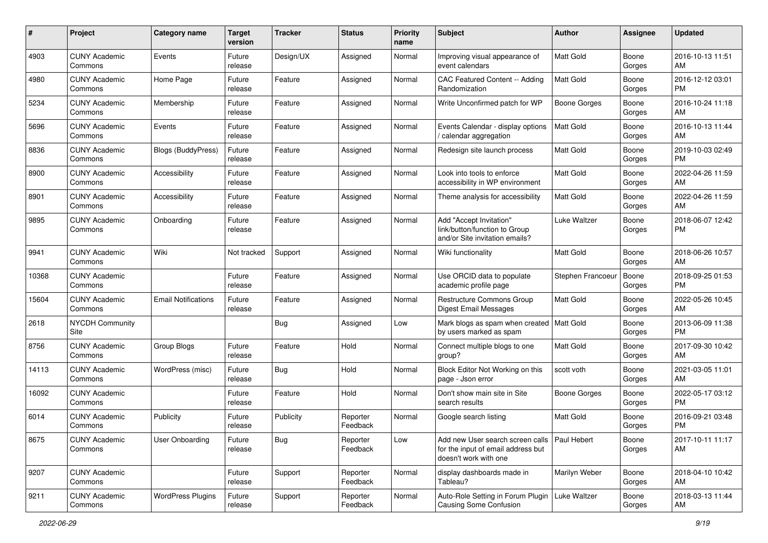| # | Project | Category name | Target version | Tracker | Status | Priority name | Subject | Author | Assignee | Updated |
|---|---|---|---|---|---|---|---|---|---|---|
| 4903 | CUNY Academic Commons | Events | Future release | Design/UX | Assigned | Normal | Improving visual appearance of event calendars | Matt Gold | Boone Gorges | 2016-10-13 11:51 AM |
| 4980 | CUNY Academic Commons | Home Page | Future release | Feature | Assigned | Normal | CAC Featured Content -- Adding Randomization | Matt Gold | Boone Gorges | 2016-12-12 03:01 PM |
| 5234 | CUNY Academic Commons | Membership | Future release | Feature | Assigned | Normal | Write Unconfirmed patch for WP | Boone Gorges | Boone Gorges | 2016-10-24 11:18 AM |
| 5696 | CUNY Academic Commons | Events | Future release | Feature | Assigned | Normal | Events Calendar - display options / calendar aggregation | Matt Gold | Boone Gorges | 2016-10-13 11:44 AM |
| 8836 | CUNY Academic Commons | Blogs (BuddyPress) | Future release | Feature | Assigned | Normal | Redesign site launch process | Matt Gold | Boone Gorges | 2019-10-03 02:49 PM |
| 8900 | CUNY Academic Commons | Accessibility | Future release | Feature | Assigned | Normal | Look into tools to enforce accessibility in WP environment | Matt Gold | Boone Gorges | 2022-04-26 11:59 AM |
| 8901 | CUNY Academic Commons | Accessibility | Future release | Feature | Assigned | Normal | Theme analysis for accessibility | Matt Gold | Boone Gorges | 2022-04-26 11:59 AM |
| 9895 | CUNY Academic Commons | Onboarding | Future release | Feature | Assigned | Normal | Add "Accept Invitation" link/button/function to Group and/or Site invitation emails? | Luke Waltzer | Boone Gorges | 2018-06-07 12:42 PM |
| 9941 | CUNY Academic Commons | Wiki | Not tracked | Support | Assigned | Normal | Wiki functionality | Matt Gold | Boone Gorges | 2018-06-26 10:57 AM |
| 10368 | CUNY Academic Commons | | Future release | Feature | Assigned | Normal | Use ORCID data to populate academic profile page | Stephen Francoeur | Boone Gorges | 2018-09-25 01:53 PM |
| 15604 | CUNY Academic Commons | Email Notifications | Future release | Feature | Assigned | Normal | Restructure Commons Group Digest Email Messages | Matt Gold | Boone Gorges | 2022-05-26 10:45 AM |
| 2618 | NYCDH Community Site | | | Bug | Assigned | Low | Mark blogs as spam when created by users marked as spam | Matt Gold | Boone Gorges | 2013-06-09 11:38 PM |
| 8756 | CUNY Academic Commons | Group Blogs | Future release | Feature | Hold | Normal | Connect multiple blogs to one group? | Matt Gold | Boone Gorges | 2017-09-30 10:42 AM |
| 14113 | CUNY Academic Commons | WordPress (misc) | Future release | Bug | Hold | Normal | Block Editor Not Working on this page - Json error | scott voth | Boone Gorges | 2021-03-05 11:01 AM |
| 16092 | CUNY Academic Commons | | Future release | Feature | Hold | Normal | Don't show main site in Site search results | Boone Gorges | Boone Gorges | 2022-05-17 03:12 PM |
| 6014 | CUNY Academic Commons | Publicity | Future release | Publicity | Reporter Feedback | Normal | Google search listing | Matt Gold | Boone Gorges | 2016-09-21 03:48 PM |
| 8675 | CUNY Academic Commons | User Onboarding | Future release | Bug | Reporter Feedback | Low | Add new User search screen calls for the input of email address but doesn't work with one | Paul Hebert | Boone Gorges | 2017-10-11 11:17 AM |
| 9207 | CUNY Academic Commons | | Future release | Support | Reporter Feedback | Normal | display dashboards made in Tableau? | Marilyn Weber | Boone Gorges | 2018-04-10 10:42 AM |
| 9211 | CUNY Academic Commons | WordPress Plugins | Future release | Support | Reporter Feedback | Normal | Auto-Role Setting in Forum Plugin Causing Some Confusion | Luke Waltzer | Boone Gorges | 2018-03-13 11:44 AM |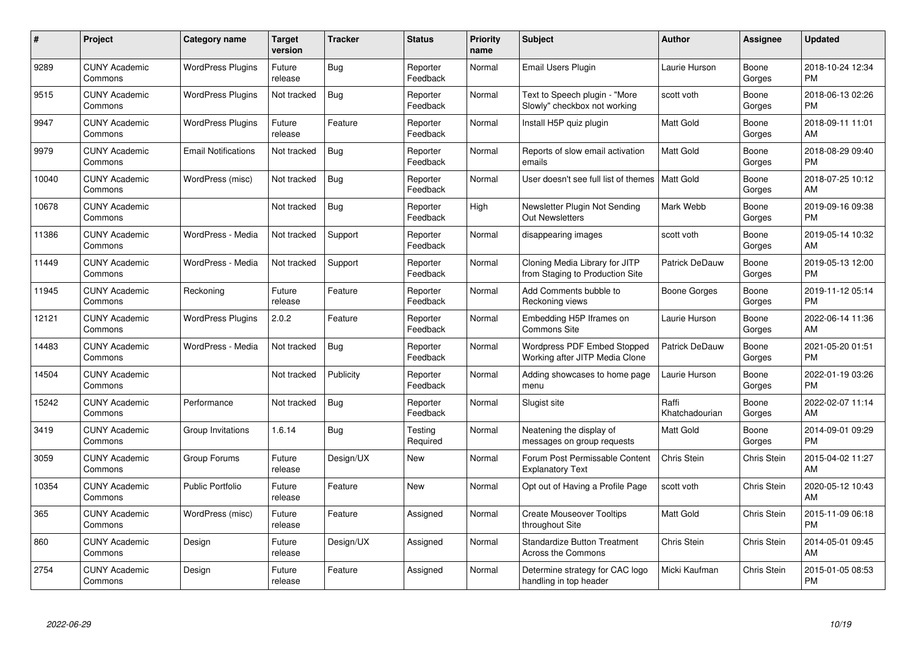| # | Project | Category name | Target version | Tracker | Status | Priority name | Subject | Author | Assignee | Updated |
|---|---|---|---|---|---|---|---|---|---|---|
| 9289 | CUNY Academic Commons | WordPress Plugins | Future release | Bug | Reporter Feedback | Normal | Email Users Plugin | Laurie Hurson | Boone Gorges | 2018-10-24 12:34 PM |
| 9515 | CUNY Academic Commons | WordPress Plugins | Not tracked | Bug | Reporter Feedback | Normal | Text to Speech plugin - "More Slowly" checkbox not working | scott voth | Boone Gorges | 2018-06-13 02:26 PM |
| 9947 | CUNY Academic Commons | WordPress Plugins | Future release | Feature | Reporter Feedback | Normal | Install H5P quiz plugin | Matt Gold | Boone Gorges | 2018-09-11 11:01 AM |
| 9979 | CUNY Academic Commons | Email Notifications | Not tracked | Bug | Reporter Feedback | Normal | Reports of slow email activation emails | Matt Gold | Boone Gorges | 2018-08-29 09:40 PM |
| 10040 | CUNY Academic Commons | WordPress (misc) | Not tracked | Bug | Reporter Feedback | Normal | User doesn't see full list of themes | Matt Gold | Boone Gorges | 2018-07-25 10:12 AM |
| 10678 | CUNY Academic Commons | | Not tracked | Bug | Reporter Feedback | High | Newsletter Plugin Not Sending Out Newsletters | Mark Webb | Boone Gorges | 2019-09-16 09:38 PM |
| 11386 | CUNY Academic Commons | WordPress - Media | Not tracked | Support | Reporter Feedback | Normal | disappearing images | scott voth | Boone Gorges | 2019-05-14 10:32 AM |
| 11449 | CUNY Academic Commons | WordPress - Media | Not tracked | Support | Reporter Feedback | Normal | Cloning Media Library for JITP from Staging to Production Site | Patrick DeDauw | Boone Gorges | 2019-05-13 12:00 PM |
| 11945 | CUNY Academic Commons | Reckoning | Future release | Feature | Reporter Feedback | Normal | Add Comments bubble to Reckoning views | Boone Gorges | Boone Gorges | 2019-11-12 05:14 PM |
| 12121 | CUNY Academic Commons | WordPress Plugins | 2.0.2 | Feature | Reporter Feedback | Normal | Embedding H5P Iframes on Commons Site | Laurie Hurson | Boone Gorges | 2022-06-14 11:36 AM |
| 14483 | CUNY Academic Commons | WordPress - Media | Not tracked | Bug | Reporter Feedback | Normal | Wordpress PDF Embed Stopped Working after JITP Media Clone | Patrick DeDauw | Boone Gorges | 2021-05-20 01:51 PM |
| 14504 | CUNY Academic Commons | | Not tracked | Publicity | Reporter Feedback | Normal | Adding showcases to home page menu | Laurie Hurson | Boone Gorges | 2022-01-19 03:26 PM |
| 15242 | CUNY Academic Commons | Performance | Not tracked | Bug | Reporter Feedback | Normal | Slugist site | Raffi Khatchadourian | Boone Gorges | 2022-02-07 11:14 AM |
| 3419 | CUNY Academic Commons | Group Invitations | 1.6.14 | Bug | Testing Required | Normal | Neatening the display of messages on group requests | Matt Gold | Boone Gorges | 2014-09-01 09:29 PM |
| 3059 | CUNY Academic Commons | Group Forums | Future release | Design/UX | New | Normal | Forum Post Permissable Content Explanatory Text | Chris Stein | Chris Stein | 2015-04-02 11:27 AM |
| 10354 | CUNY Academic Commons | Public Portfolio | Future release | Feature | New | Normal | Opt out of Having a Profile Page | scott voth | Chris Stein | 2020-05-12 10:43 AM |
| 365 | CUNY Academic Commons | WordPress (misc) | Future release | Feature | Assigned | Normal | Create Mouseover Tooltips throughout Site | Matt Gold | Chris Stein | 2015-11-09 06:18 PM |
| 860 | CUNY Academic Commons | Design | Future release | Design/UX | Assigned | Normal | Standardize Button Treatment Across the Commons | Chris Stein | Chris Stein | 2014-05-01 09:45 AM |
| 2754 | CUNY Academic Commons | Design | Future release | Feature | Assigned | Normal | Determine strategy for CAC logo handling in top header | Micki Kaufman | Chris Stein | 2015-01-05 08:53 PM |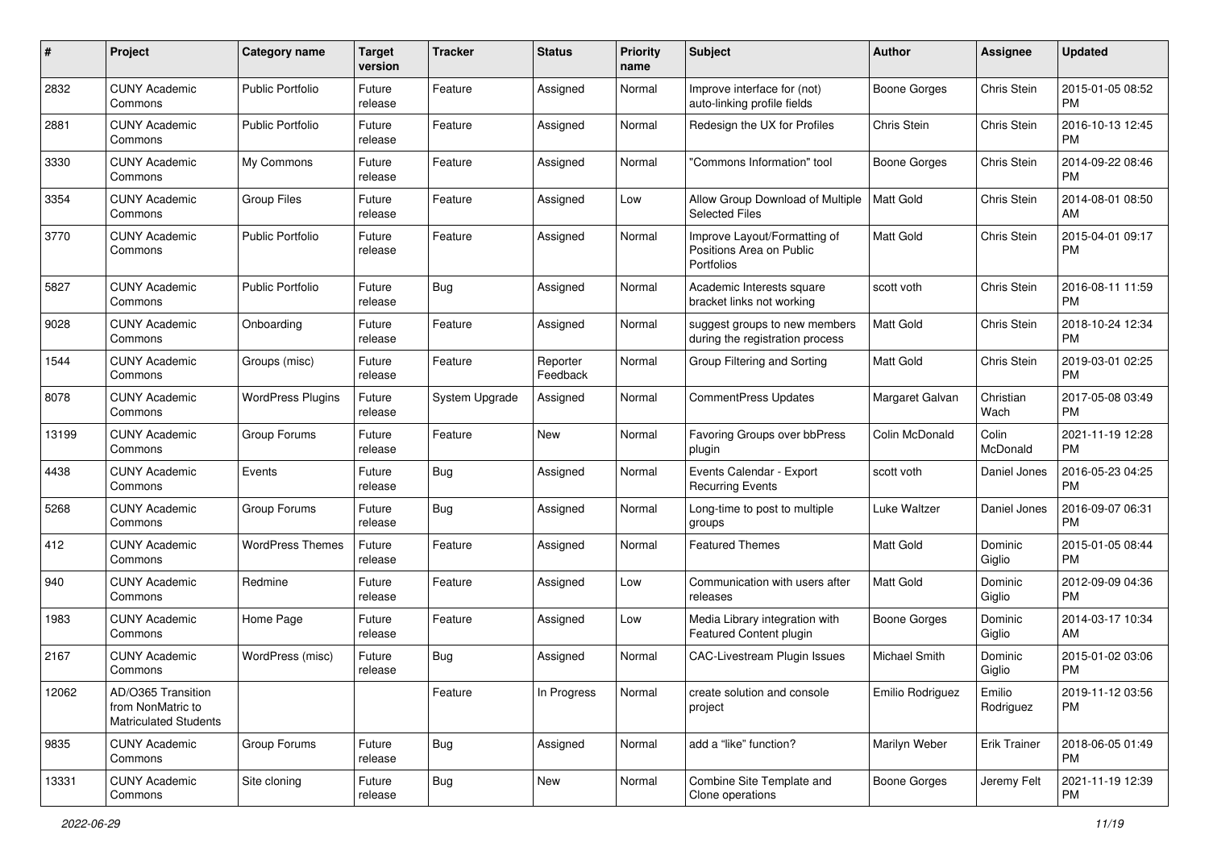| # | Project | Category name | Target version | Tracker | Status | Priority name | Subject | Author | Assignee | Updated |
|---|---|---|---|---|---|---|---|---|---|---|
| 2832 | CUNY Academic Commons | Public Portfolio | Future release | Feature | Assigned | Normal | Improve interface for (not) auto-linking profile fields | Boone Gorges | Chris Stein | 2015-01-05 08:52 PM |
| 2881 | CUNY Academic Commons | Public Portfolio | Future release | Feature | Assigned | Normal | Redesign the UX for Profiles | Chris Stein | Chris Stein | 2016-10-13 12:45 PM |
| 3330 | CUNY Academic Commons | My Commons | Future release | Feature | Assigned | Normal | "Commons Information" tool | Boone Gorges | Chris Stein | 2014-09-22 08:46 PM |
| 3354 | CUNY Academic Commons | Group Files | Future release | Feature | Assigned | Low | Allow Group Download of Multiple Selected Files | Matt Gold | Chris Stein | 2014-08-01 08:50 AM |
| 3770 | CUNY Academic Commons | Public Portfolio | Future release | Feature | Assigned | Normal | Improve Layout/Formatting of Positions Area on Public Portfolios | Matt Gold | Chris Stein | 2015-04-01 09:17 PM |
| 5827 | CUNY Academic Commons | Public Portfolio | Future release | Bug | Assigned | Normal | Academic Interests square bracket links not working | scott voth | Chris Stein | 2016-08-11 11:59 PM |
| 9028 | CUNY Academic Commons | Onboarding | Future release | Feature | Assigned | Normal | suggest groups to new members during the registration process | Matt Gold | Chris Stein | 2018-10-24 12:34 PM |
| 1544 | CUNY Academic Commons | Groups (misc) | Future release | Feature | Reporter Feedback | Normal | Group Filtering and Sorting | Matt Gold | Chris Stein | 2019-03-01 02:25 PM |
| 8078 | CUNY Academic Commons | WordPress Plugins | Future release | System Upgrade | Assigned | Normal | CommentPress Updates | Margaret Galvan | Christian Wach | 2017-05-08 03:49 PM |
| 13199 | CUNY Academic Commons | Group Forums | Future release | Feature | New | Normal | Favoring Groups over bbPress plugin | Colin McDonald | Colin McDonald | 2021-11-19 12:28 PM |
| 4438 | CUNY Academic Commons | Events | Future release | Bug | Assigned | Normal | Events Calendar - Export Recurring Events | scott voth | Daniel Jones | 2016-05-23 04:25 PM |
| 5268 | CUNY Academic Commons | Group Forums | Future release | Bug | Assigned | Normal | Long-time to post to multiple groups | Luke Waltzer | Daniel Jones | 2016-09-07 06:31 PM |
| 412 | CUNY Academic Commons | WordPress Themes | Future release | Feature | Assigned | Normal | Featured Themes | Matt Gold | Dominic Giglio | 2015-01-05 08:44 PM |
| 940 | CUNY Academic Commons | Redmine | Future release | Feature | Assigned | Low | Communication with users after releases | Matt Gold | Dominic Giglio | 2012-09-09 04:36 PM |
| 1983 | CUNY Academic Commons | Home Page | Future release | Feature | Assigned | Low | Media Library integration with Featured Content plugin | Boone Gorges | Dominic Giglio | 2014-03-17 10:34 AM |
| 2167 | CUNY Academic Commons | WordPress (misc) | Future release | Bug | Assigned | Normal | CAC-Livestream Plugin Issues | Michael Smith | Dominic Giglio | 2015-01-02 03:06 PM |
| 12062 | AD/O365 Transition from NonMatric to Matriculated Students | | | Feature | In Progress | Normal | create solution and console project | Emilio Rodriguez | Emilio Rodriguez | 2019-11-12 03:56 PM |
| 9835 | CUNY Academic Commons | Group Forums | Future release | Bug | Assigned | Normal | add a “like” function? | Marilyn Weber | Erik Trainer | 2018-06-05 01:49 PM |
| 13331 | CUNY Academic Commons | Site cloning | Future release | Bug | New | Normal | Combine Site Template and Clone operations | Boone Gorges | Jeremy Felt | 2021-11-19 12:39 PM |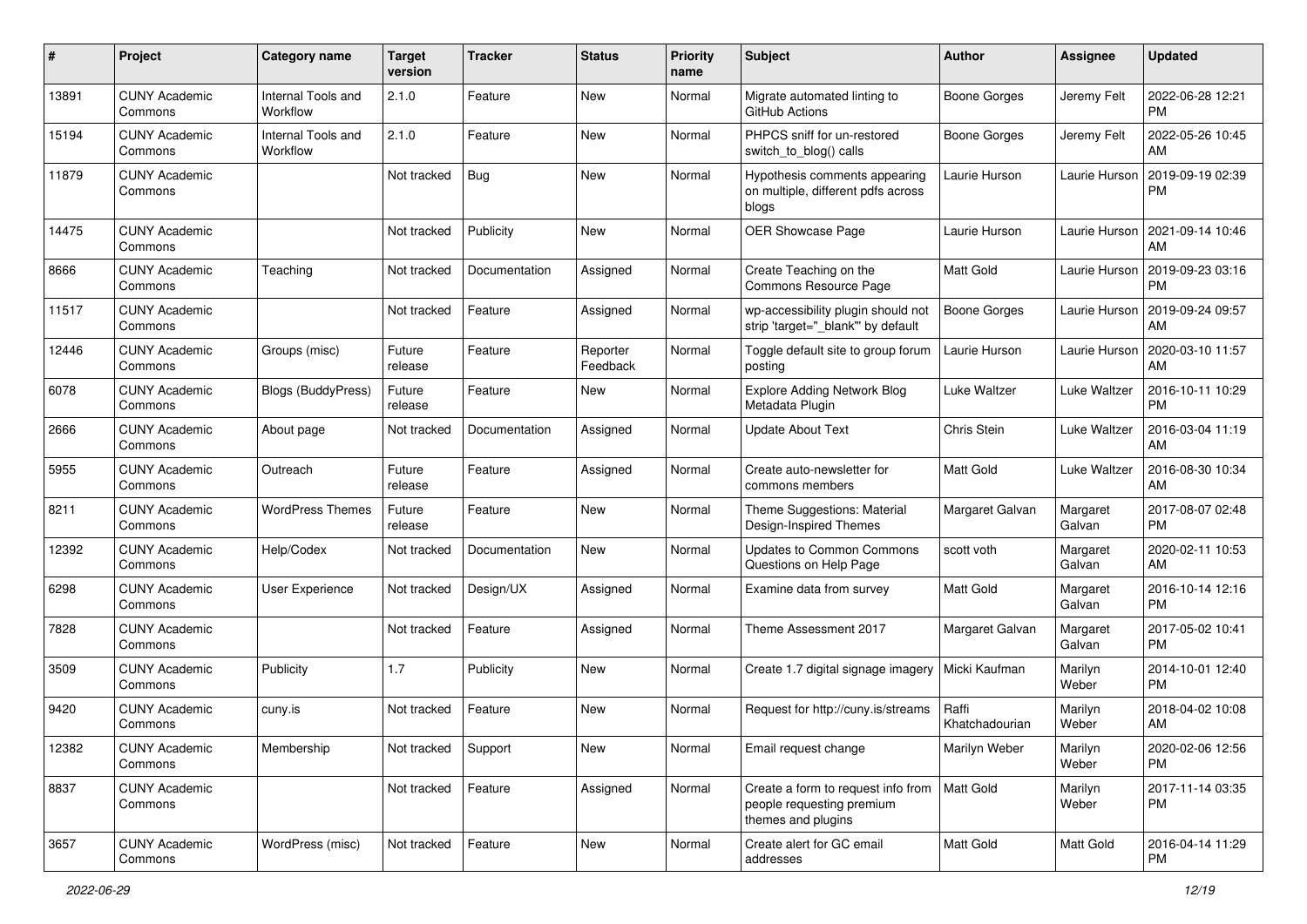| # | Project | Category name | Target version | Tracker | Status | Priority name | Subject | Author | Assignee | Updated |
|---|---|---|---|---|---|---|---|---|---|---|
| 13891 | CUNY Academic Commons | Internal Tools and Workflow | 2.1.0 | Feature | New | Normal | Migrate automated linting to GitHub Actions | Boone Gorges | Jeremy Felt | 2022-06-28 12:21 PM |
| 15194 | CUNY Academic Commons | Internal Tools and Workflow | 2.1.0 | Feature | New | Normal | PHPCS sniff for un-restored switch_to_blog() calls | Boone Gorges | Jeremy Felt | 2022-05-26 10:45 AM |
| 11879 | CUNY Academic Commons | | Not tracked | Bug | New | Normal | Hypothesis comments appearing on multiple, different pdfs across blogs | Laurie Hurson | Laurie Hurson | 2019-09-19 02:39 PM |
| 14475 | CUNY Academic Commons | | Not tracked | Publicity | New | Normal | OER Showcase Page | Laurie Hurson | Laurie Hurson | 2021-09-14 10:46 AM |
| 8666 | CUNY Academic Commons | Teaching | Not tracked | Documentation | Assigned | Normal | Create Teaching on the Commons Resource Page | Matt Gold | Laurie Hurson | 2019-09-23 03:16 PM |
| 11517 | CUNY Academic Commons | | Not tracked | Feature | Assigned | Normal | wp-accessibility plugin should not strip 'target="_blank"' by default | Boone Gorges | Laurie Hurson | 2019-09-24 09:57 AM |
| 12446 | CUNY Academic Commons | Groups (misc) | Future release | Feature | Reporter Feedback | Normal | Toggle default site to group forum posting | Laurie Hurson | Laurie Hurson | 2020-03-10 11:57 AM |
| 6078 | CUNY Academic Commons | Blogs (BuddyPress) | Future release | Feature | New | Normal | Explore Adding Network Blog Metadata Plugin | Luke Waltzer | Luke Waltzer | 2016-10-11 10:29 PM |
| 2666 | CUNY Academic Commons | About page | Not tracked | Documentation | Assigned | Normal | Update About Text | Chris Stein | Luke Waltzer | 2016-03-04 11:19 AM |
| 5955 | CUNY Academic Commons | Outreach | Future release | Feature | Assigned | Normal | Create auto-newsletter for commons members | Matt Gold | Luke Waltzer | 2016-08-30 10:34 AM |
| 8211 | CUNY Academic Commons | WordPress Themes | Future release | Feature | New | Normal | Theme Suggestions: Material Design-Inspired Themes | Margaret Galvan | Margaret Galvan | 2017-08-07 02:48 PM |
| 12392 | CUNY Academic Commons | Help/Codex | Not tracked | Documentation | New | Normal | Updates to Common Commons Questions on Help Page | scott voth | Margaret Galvan | 2020-02-11 10:53 AM |
| 6298 | CUNY Academic Commons | User Experience | Not tracked | Design/UX | Assigned | Normal | Examine data from survey | Matt Gold | Margaret Galvan | 2016-10-14 12:16 PM |
| 7828 | CUNY Academic Commons | | Not tracked | Feature | Assigned | Normal | Theme Assessment 2017 | Margaret Galvan | Margaret Galvan | 2017-05-02 10:41 PM |
| 3509 | CUNY Academic Commons | Publicity | 1.7 | Publicity | New | Normal | Create 1.7 digital signage imagery | Micki Kaufman | Marilyn Weber | 2014-10-01 12:40 PM |
| 9420 | CUNY Academic Commons | cuny.is | Not tracked | Feature | New | Normal | Request for http://cuny.is/streams | Raffi Khatchadourian | Marilyn Weber | 2018-04-02 10:08 AM |
| 12382 | CUNY Academic Commons | Membership | Not tracked | Support | New | Normal | Email request change | Marilyn Weber | Marilyn Weber | 2020-02-06 12:56 PM |
| 8837 | CUNY Academic Commons | | Not tracked | Feature | Assigned | Normal | Create a form to request info from people requesting premium themes and plugins | Matt Gold | Marilyn Weber | 2017-11-14 03:35 PM |
| 3657 | CUNY Academic Commons | WordPress (misc) | Not tracked | Feature | New | Normal | Create alert for GC email addresses | Matt Gold | Matt Gold | 2016-04-14 11:29 PM |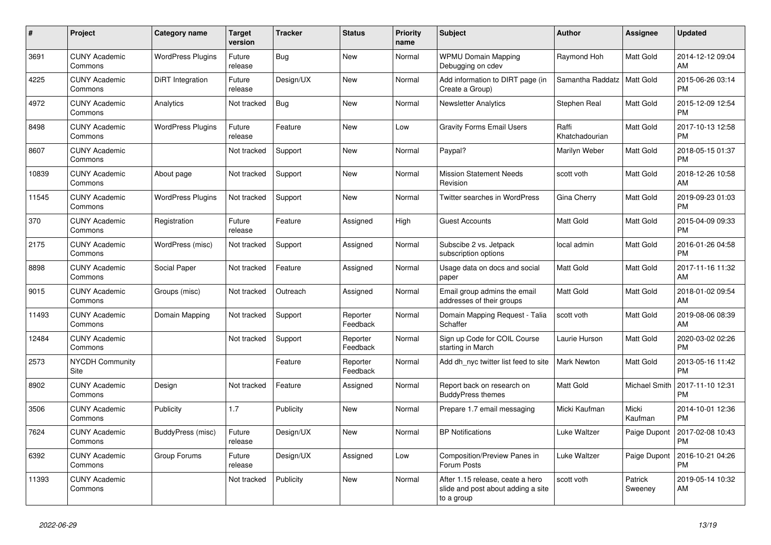| # | Project | Category name | Target version | Tracker | Status | Priority name | Subject | Author | Assignee | Updated |
|---|---|---|---|---|---|---|---|---|---|---|
| 3691 | CUNY Academic Commons | WordPress Plugins | Future release | Bug | New | Normal | WPMU Domain Mapping Debugging on cdev | Raymond Hoh | Matt Gold | 2014-12-12 09:04 AM |
| 4225 | CUNY Academic Commons | DiRT Integration | Future release | Design/UX | New | Normal | Add information to DIRT page (in Create a Group) | Samantha Raddatz | Matt Gold | 2015-06-26 03:14 PM |
| 4972 | CUNY Academic Commons | Analytics | Not tracked | Bug | New | Normal | Newsletter Analytics | Stephen Real | Matt Gold | 2015-12-09 12:54 PM |
| 8498 | CUNY Academic Commons | WordPress Plugins | Future release | Feature | New | Low | Gravity Forms Email Users | Raffi Khatchadourian | Matt Gold | 2017-10-13 12:58 PM |
| 8607 | CUNY Academic Commons | | Not tracked | Support | New | Normal | Paypal? | Marilyn Weber | Matt Gold | 2018-05-15 01:37 PM |
| 10839 | CUNY Academic Commons | About page | Not tracked | Support | New | Normal | Mission Statement Needs Revision | scott voth | Matt Gold | 2018-12-26 10:58 AM |
| 11545 | CUNY Academic Commons | WordPress Plugins | Not tracked | Support | New | Normal | Twitter searches in WordPress | Gina Cherry | Matt Gold | 2019-09-23 01:03 PM |
| 370 | CUNY Academic Commons | Registration | Future release | Feature | Assigned | High | Guest Accounts | Matt Gold | Matt Gold | 2015-04-09 09:33 PM |
| 2175 | CUNY Academic Commons | WordPress (misc) | Not tracked | Support | Assigned | Normal | Subscibe 2 vs. Jetpack subscription options | local admin | Matt Gold | 2016-01-26 04:58 PM |
| 8898 | CUNY Academic Commons | Social Paper | Not tracked | Feature | Assigned | Normal | Usage data on docs and social paper | Matt Gold | Matt Gold | 2017-11-16 11:32 AM |
| 9015 | CUNY Academic Commons | Groups (misc) | Not tracked | Outreach | Assigned | Normal | Email group admins the email addresses of their groups | Matt Gold | Matt Gold | 2018-01-02 09:54 AM |
| 11493 | CUNY Academic Commons | Domain Mapping | Not tracked | Support | Reporter Feedback | Normal | Domain Mapping Request - Talia Schaffer | scott voth | Matt Gold | 2019-08-06 08:39 AM |
| 12484 | CUNY Academic Commons | | Not tracked | Support | Reporter Feedback | Normal | Sign up Code for COIL Course starting in March | Laurie Hurson | Matt Gold | 2020-03-02 02:26 PM |
| 2573 | NYCDH Community Site | | | Feature | Reporter Feedback | Normal | Add dh_nyc twitter list feed to site | Mark Newton | Matt Gold | 2013-05-16 11:42 PM |
| 8902 | CUNY Academic Commons | Design | Not tracked | Feature | Assigned | Normal | Report back on research on BuddyPress themes | Matt Gold | Michael Smith | 2017-11-10 12:31 PM |
| 3506 | CUNY Academic Commons | Publicity | 1.7 | Publicity | New | Normal | Prepare 1.7 email messaging | Micki Kaufman | Micki Kaufman | 2014-10-01 12:36 PM |
| 7624 | CUNY Academic Commons | BuddyPress (misc) | Future release | Design/UX | New | Normal | BP Notifications | Luke Waltzer | Paige Dupont | 2017-02-08 10:43 PM |
| 6392 | CUNY Academic Commons | Group Forums | Future release | Design/UX | Assigned | Low | Composition/Preview Panes in Forum Posts | Luke Waltzer | Paige Dupont | 2016-10-21 04:26 PM |
| 11393 | CUNY Academic Commons | | Not tracked | Publicity | New | Normal | After 1.15 release, ceate a hero slide and post about adding a site to a group | scott voth | Patrick Sweeney | 2019-05-14 10:32 AM |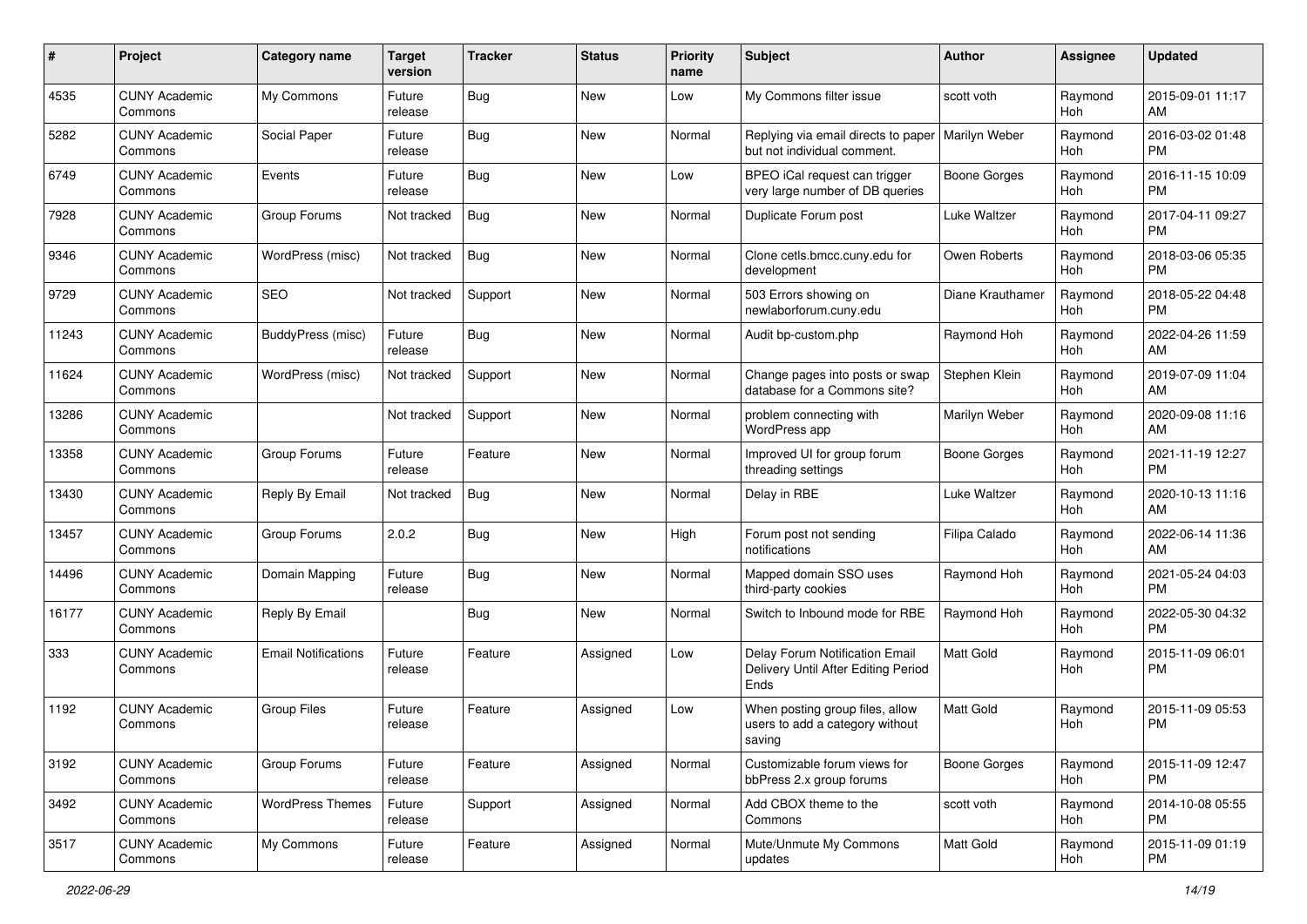| # | Project | Category name | Target version | Tracker | Status | Priority name | Subject | Author | Assignee | Updated |
|---|---|---|---|---|---|---|---|---|---|---|
| 4535 | CUNY Academic Commons | My Commons | Future release | Bug | New | Low | My Commons filter issue | scott voth | Raymond Hoh | 2015-09-01 11:17 AM |
| 5282 | CUNY Academic Commons | Social Paper | Future release | Bug | New | Normal | Replying via email directs to paper but not individual comment. | Marilyn Weber | Raymond Hoh | 2016-03-02 01:48 PM |
| 6749 | CUNY Academic Commons | Events | Future release | Bug | New | Low | BPEO iCal request can trigger very large number of DB queries | Boone Gorges | Raymond Hoh | 2016-11-15 10:09 PM |
| 7928 | CUNY Academic Commons | Group Forums | Not tracked | Bug | New | Normal | Duplicate Forum post | Luke Waltzer | Raymond Hoh | 2017-04-11 09:27 PM |
| 9346 | CUNY Academic Commons | WordPress (misc) | Not tracked | Bug | New | Normal | Clone cetls.bmcc.cuny.edu for development | Owen Roberts | Raymond Hoh | 2018-03-06 05:35 PM |
| 9729 | CUNY Academic Commons | SEO | Not tracked | Support | New | Normal | 503 Errors showing on newlaborforum.cuny.edu | Diane Krauthamer | Raymond Hoh | 2018-05-22 04:48 PM |
| 11243 | CUNY Academic Commons | BuddyPress (misc) | Future release | Bug | New | Normal | Audit bp-custom.php | Raymond Hoh | Raymond Hoh | 2022-04-26 11:59 AM |
| 11624 | CUNY Academic Commons | WordPress (misc) | Not tracked | Support | New | Normal | Change pages into posts or swap database for a Commons site? | Stephen Klein | Raymond Hoh | 2019-07-09 11:04 AM |
| 13286 | CUNY Academic Commons | | Not tracked | Support | New | Normal | problem connecting with WordPress app | Marilyn Weber | Raymond Hoh | 2020-09-08 11:16 AM |
| 13358 | CUNY Academic Commons | Group Forums | Future release | Feature | New | Normal | Improved UI for group forum threading settings | Boone Gorges | Raymond Hoh | 2021-11-19 12:27 PM |
| 13430 | CUNY Academic Commons | Reply By Email | Not tracked | Bug | New | Normal | Delay in RBE | Luke Waltzer | Raymond Hoh | 2020-10-13 11:16 AM |
| 13457 | CUNY Academic Commons | Group Forums | 2.0.2 | Bug | New | High | Forum post not sending notifications | Filipa Calado | Raymond Hoh | 2022-06-14 11:36 AM |
| 14496 | CUNY Academic Commons | Domain Mapping | Future release | Bug | New | Normal | Mapped domain SSO uses third-party cookies | Raymond Hoh | Raymond Hoh | 2021-05-24 04:03 PM |
| 16177 | CUNY Academic Commons | Reply By Email | | Bug | New | Normal | Switch to Inbound mode for RBE | Raymond Hoh | Raymond Hoh | 2022-05-30 04:32 PM |
| 333 | CUNY Academic Commons | Email Notifications | Future release | Feature | Assigned | Low | Delay Forum Notification Email Delivery Until After Editing Period Ends | Matt Gold | Raymond Hoh | 2015-11-09 06:01 PM |
| 1192 | CUNY Academic Commons | Group Files | Future release | Feature | Assigned | Low | When posting group files, allow users to add a category without saving | Matt Gold | Raymond Hoh | 2015-11-09 05:53 PM |
| 3192 | CUNY Academic Commons | Group Forums | Future release | Feature | Assigned | Normal | Customizable forum views for bbPress 2.x group forums | Boone Gorges | Raymond Hoh | 2015-11-09 12:47 PM |
| 3492 | CUNY Academic Commons | WordPress Themes | Future release | Support | Assigned | Normal | Add CBOX theme to the Commons | scott voth | Raymond Hoh | 2014-10-08 05:55 PM |
| 3517 | CUNY Academic Commons | My Commons | Future release | Feature | Assigned | Normal | Mute/Unmute My Commons updates | Matt Gold | Raymond Hoh | 2015-11-09 01:19 PM |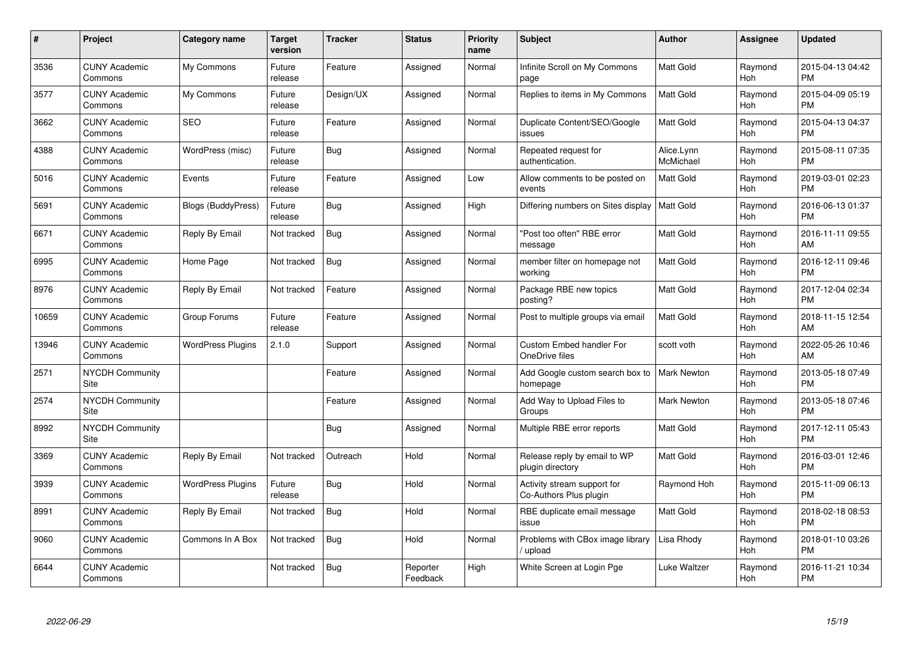| # | Project | Category name | Target version | Tracker | Status | Priority name | Subject | Author | Assignee | Updated |
|---|---|---|---|---|---|---|---|---|---|---|
| 3536 | CUNY Academic Commons | My Commons | Future release | Feature | Assigned | Normal | Infinite Scroll on My Commons page | Matt Gold | Raymond Hoh | 2015-04-13 04:42 PM |
| 3577 | CUNY Academic Commons | My Commons | Future release | Design/UX | Assigned | Normal | Replies to items in My Commons | Matt Gold | Raymond Hoh | 2015-04-09 05:19 PM |
| 3662 | CUNY Academic Commons | SEO | Future release | Feature | Assigned | Normal | Duplicate Content/SEO/Google issues | Matt Gold | Raymond Hoh | 2015-04-13 04:37 PM |
| 4388 | CUNY Academic Commons | WordPress (misc) | Future release | Bug | Assigned | Normal | Repeated request for authentication. | Alice.Lynn McMichael | Raymond Hoh | 2015-08-11 07:35 PM |
| 5016 | CUNY Academic Commons | Events | Future release | Feature | Assigned | Low | Allow comments to be posted on events | Matt Gold | Raymond Hoh | 2019-03-01 02:23 PM |
| 5691 | CUNY Academic Commons | Blogs (BuddyPress) | Future release | Bug | Assigned | High | Differing numbers on Sites display | Matt Gold | Raymond Hoh | 2016-06-13 01:37 PM |
| 6671 | CUNY Academic Commons | Reply By Email | Not tracked | Bug | Assigned | Normal | "Post too often" RBE error message | Matt Gold | Raymond Hoh | 2016-11-11 09:55 AM |
| 6995 | CUNY Academic Commons | Home Page | Not tracked | Bug | Assigned | Normal | member filter on homepage not working | Matt Gold | Raymond Hoh | 2016-12-11 09:46 PM |
| 8976 | CUNY Academic Commons | Reply By Email | Not tracked | Feature | Assigned | Normal | Package RBE new topics posting? | Matt Gold | Raymond Hoh | 2017-12-04 02:34 PM |
| 10659 | CUNY Academic Commons | Group Forums | Future release | Feature | Assigned | Normal | Post to multiple groups via email | Matt Gold | Raymond Hoh | 2018-11-15 12:54 AM |
| 13946 | CUNY Academic Commons | WordPress Plugins | 2.1.0 | Support | Assigned | Normal | Custom Embed handler For OneDrive files | scott voth | Raymond Hoh | 2022-05-26 10:46 AM |
| 2571 | NYCDH Community Site | | | Feature | Assigned | Normal | Add Google custom search box to homepage | Mark Newton | Raymond Hoh | 2013-05-18 07:49 PM |
| 2574 | NYCDH Community Site | | | Feature | Assigned | Normal | Add Way to Upload Files to Groups | Mark Newton | Raymond Hoh | 2013-05-18 07:46 PM |
| 8992 | NYCDH Community Site | | | Bug | Assigned | Normal | Multiple RBE error reports | Matt Gold | Raymond Hoh | 2017-12-11 05:43 PM |
| 3369 | CUNY Academic Commons | Reply By Email | Not tracked | Outreach | Hold | Normal | Release reply by email to WP plugin directory | Matt Gold | Raymond Hoh | 2016-03-01 12:46 PM |
| 3939 | CUNY Academic Commons | WordPress Plugins | Future release | Bug | Hold | Normal | Activity stream support for Co-Authors Plus plugin | Raymond Hoh | Raymond Hoh | 2015-11-09 06:13 PM |
| 8991 | CUNY Academic Commons | Reply By Email | Not tracked | Bug | Hold | Normal | RBE duplicate email message issue | Matt Gold | Raymond Hoh | 2018-02-18 08:53 PM |
| 9060 | CUNY Academic Commons | Commons In A Box | Not tracked | Bug | Hold | Normal | Problems with CBox image library / upload | Lisa Rhody | Raymond Hoh | 2018-01-10 03:26 PM |
| 6644 | CUNY Academic Commons | | Not tracked | Bug | Reporter Feedback | High | White Screen at Login Pge | Luke Waltzer | Raymond Hoh | 2016-11-21 10:34 PM |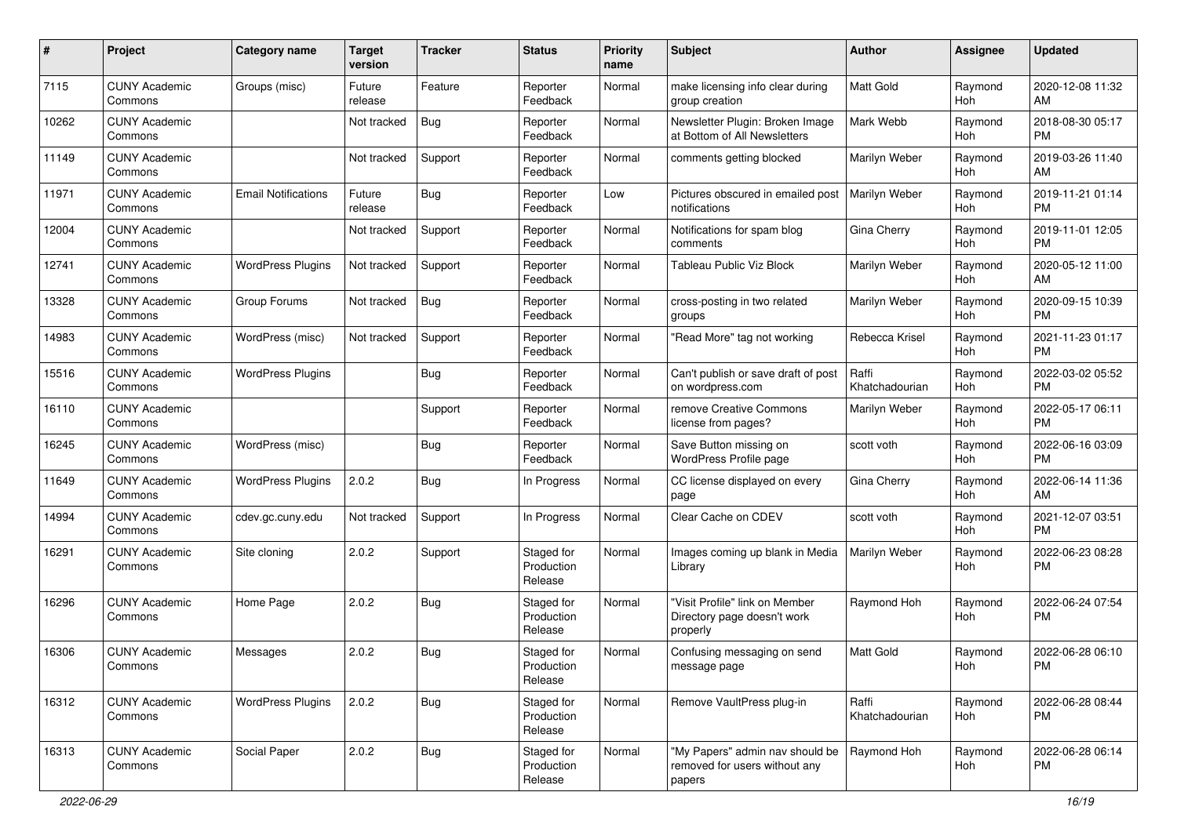| # | Project | Category name | Target version | Tracker | Status | Priority name | Subject | Author | Assignee | Updated |
|---|---|---|---|---|---|---|---|---|---|---|
| 7115 | CUNY Academic Commons | Groups (misc) | Future release | Feature | Reporter Feedback | Normal | make licensing info clear during group creation | Matt Gold | Raymond Hoh | 2020-12-08 11:32 AM |
| 10262 | CUNY Academic Commons | | Not tracked | Bug | Reporter Feedback | Normal | Newsletter Plugin: Broken Image at Bottom of All Newsletters | Mark Webb | Raymond Hoh | 2018-08-30 05:17 PM |
| 11149 | CUNY Academic Commons | | Not tracked | Support | Reporter Feedback | Normal | comments getting blocked | Marilyn Weber | Raymond Hoh | 2019-03-26 11:40 AM |
| 11971 | CUNY Academic Commons | Email Notifications | Future release | Bug | Reporter Feedback | Low | Pictures obscured in emailed post notifications | Marilyn Weber | Raymond Hoh | 2019-11-21 01:14 PM |
| 12004 | CUNY Academic Commons | | Not tracked | Support | Reporter Feedback | Normal | Notifications for spam blog comments | Gina Cherry | Raymond Hoh | 2019-11-01 12:05 PM |
| 12741 | CUNY Academic Commons | WordPress Plugins | Not tracked | Support | Reporter Feedback | Normal | Tableau Public Viz Block | Marilyn Weber | Raymond Hoh | 2020-05-12 11:00 AM |
| 13328 | CUNY Academic Commons | Group Forums | Not tracked | Bug | Reporter Feedback | Normal | cross-posting in two related groups | Marilyn Weber | Raymond Hoh | 2020-09-15 10:39 PM |
| 14983 | CUNY Academic Commons | WordPress (misc) | Not tracked | Support | Reporter Feedback | Normal | "Read More" tag not working | Rebecca Krisel | Raymond Hoh | 2021-11-23 01:17 PM |
| 15516 | CUNY Academic Commons | WordPress Plugins | | Bug | Reporter Feedback | Normal | Can't publish or save draft of post on wordpress.com | Raffi Khatchadourian | Raymond Hoh | 2022-03-02 05:52 PM |
| 16110 | CUNY Academic Commons | | | Support | Reporter Feedback | Normal | remove Creative Commons license from pages? | Marilyn Weber | Raymond Hoh | 2022-05-17 06:11 PM |
| 16245 | CUNY Academic Commons | WordPress (misc) | | Bug | Reporter Feedback | Normal | Save Button missing on WordPress Profile page | scott voth | Raymond Hoh | 2022-06-16 03:09 PM |
| 11649 | CUNY Academic Commons | WordPress Plugins | 2.0.2 | Bug | In Progress | Normal | CC license displayed on every page | Gina Cherry | Raymond Hoh | 2022-06-14 11:36 AM |
| 14994 | CUNY Academic Commons | cdev.gc.cuny.edu | Not tracked | Support | In Progress | Normal | Clear Cache on CDEV | scott voth | Raymond Hoh | 2021-12-07 03:51 PM |
| 16291 | CUNY Academic Commons | Site cloning | 2.0.2 | Support | Staged for Production Release | Normal | Images coming up blank in Media Library | Marilyn Weber | Raymond Hoh | 2022-06-23 08:28 PM |
| 16296 | CUNY Academic Commons | Home Page | 2.0.2 | Bug | Staged for Production Release | Normal | "Visit Profile" link on Member Directory page doesn't work properly | Raymond Hoh | Raymond Hoh | 2022-06-24 07:54 PM |
| 16306 | CUNY Academic Commons | Messages | 2.0.2 | Bug | Staged for Production Release | Normal | Confusing messaging on send message page | Matt Gold | Raymond Hoh | 2022-06-28 06:10 PM |
| 16312 | CUNY Academic Commons | WordPress Plugins | 2.0.2 | Bug | Staged for Production Release | Normal | Remove VaultPress plug-in | Raffi Khatchadourian | Raymond Hoh | 2022-06-28 08:44 PM |
| 16313 | CUNY Academic Commons | Social Paper | 2.0.2 | Bug | Staged for Production Release | Normal | "My Papers" admin nav should be removed for users without any papers | Raymond Hoh | Raymond Hoh | 2022-06-28 06:14 PM |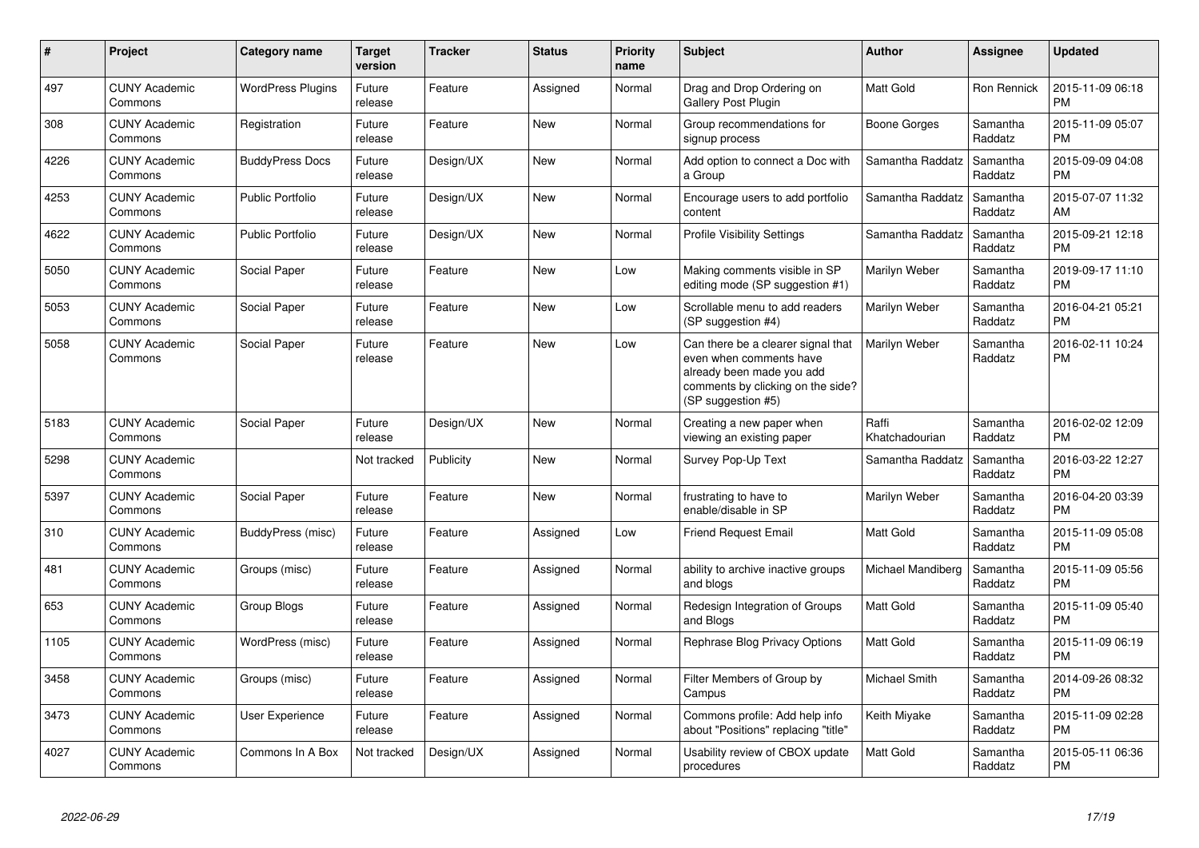| # | Project | Category name | Target version | Tracker | Status | Priority name | Subject | Author | Assignee | Updated |
|---|---|---|---|---|---|---|---|---|---|---|
| 497 | CUNY Academic Commons | WordPress Plugins | Future release | Feature | Assigned | Normal | Drag and Drop Ordering on Gallery Post Plugin | Matt Gold | Ron Rennick | 2015-11-09 06:18 PM |
| 308 | CUNY Academic Commons | Registration | Future release | Feature | New | Normal | Group recommendations for signup process | Boone Gorges | Samantha Raddatz | 2015-11-09 05:07 PM |
| 4226 | CUNY Academic Commons | BuddyPress Docs | Future release | Design/UX | New | Normal | Add option to connect a Doc with a Group | Samantha Raddatz | Samantha Raddatz | 2015-09-09 04:08 PM |
| 4253 | CUNY Academic Commons | Public Portfolio | Future release | Design/UX | New | Normal | Encourage users to add portfolio content | Samantha Raddatz | Samantha Raddatz | 2015-07-07 11:32 AM |
| 4622 | CUNY Academic Commons | Public Portfolio | Future release | Design/UX | New | Normal | Profile Visibility Settings | Samantha Raddatz | Samantha Raddatz | 2015-09-21 12:18 PM |
| 5050 | CUNY Academic Commons | Social Paper | Future release | Feature | New | Low | Making comments visible in SP editing mode (SP suggestion #1) | Marilyn Weber | Samantha Raddatz | 2019-09-17 11:10 PM |
| 5053 | CUNY Academic Commons | Social Paper | Future release | Feature | New | Low | Scrollable menu to add readers (SP suggestion #4) | Marilyn Weber | Samantha Raddatz | 2016-04-21 05:21 PM |
| 5058 | CUNY Academic Commons | Social Paper | Future release | Feature | New | Low | Can there be a clearer signal that even when comments have already been made you add comments by clicking on the side? (SP suggestion #5) | Marilyn Weber | Samantha Raddatz | 2016-02-11 10:24 PM |
| 5183 | CUNY Academic Commons | Social Paper | Future release | Design/UX | New | Normal | Creating a new paper when viewing an existing paper | Raffi Khatchadourian | Samantha Raddatz | 2016-02-02 12:09 PM |
| 5298 | CUNY Academic Commons | | Not tracked | Publicity | New | Normal | Survey Pop-Up Text | Samantha Raddatz | Samantha Raddatz | 2016-03-22 12:27 PM |
| 5397 | CUNY Academic Commons | Social Paper | Future release | Feature | New | Normal | frustrating to have to enable/disable in SP | Marilyn Weber | Samantha Raddatz | 2016-04-20 03:39 PM |
| 310 | CUNY Academic Commons | BuddyPress (misc) | Future release | Feature | Assigned | Low | Friend Request Email | Matt Gold | Samantha Raddatz | 2015-11-09 05:08 PM |
| 481 | CUNY Academic Commons | Groups (misc) | Future release | Feature | Assigned | Normal | ability to archive inactive groups and blogs | Michael Mandiberg | Samantha Raddatz | 2015-11-09 05:56 PM |
| 653 | CUNY Academic Commons | Group Blogs | Future release | Feature | Assigned | Normal | Redesign Integration of Groups and Blogs | Matt Gold | Samantha Raddatz | 2015-11-09 05:40 PM |
| 1105 | CUNY Academic Commons | WordPress (misc) | Future release | Feature | Assigned | Normal | Rephrase Blog Privacy Options | Matt Gold | Samantha Raddatz | 2015-11-09 06:19 PM |
| 3458 | CUNY Academic Commons | Groups (misc) | Future release | Feature | Assigned | Normal | Filter Members of Group by Campus | Michael Smith | Samantha Raddatz | 2014-09-26 08:32 PM |
| 3473 | CUNY Academic Commons | User Experience | Future release | Feature | Assigned | Normal | Commons profile: Add help info about "Positions" replacing "title" | Keith Miyake | Samantha Raddatz | 2015-11-09 02:28 PM |
| 4027 | CUNY Academic Commons | Commons In A Box | Not tracked | Design/UX | Assigned | Normal | Usability review of CBOX update procedures | Matt Gold | Samantha Raddatz | 2015-05-11 06:36 PM |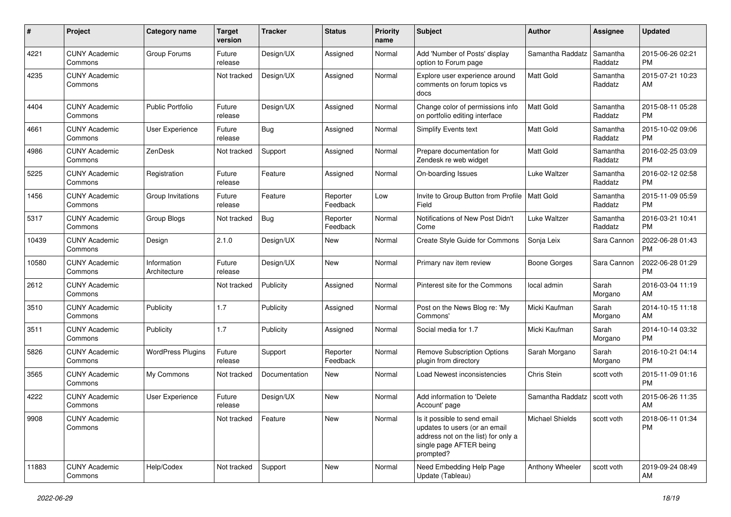| # | Project | Category name | Target version | Tracker | Status | Priority name | Subject | Author | Assignee | Updated |
|---|---|---|---|---|---|---|---|---|---|---|
| 4221 | CUNY Academic Commons | Group Forums | Future release | Design/UX | Assigned | Normal | Add 'Number of Posts' display option to Forum page | Samantha Raddatz | Samantha Raddatz | 2015-06-26 02:21 PM |
| 4235 | CUNY Academic Commons | | Not tracked | Design/UX | Assigned | Normal | Explore user experience around comments on forum topics vs docs | Matt Gold | Samantha Raddatz | 2015-07-21 10:23 AM |
| 4404 | CUNY Academic Commons | Public Portfolio | Future release | Design/UX | Assigned | Normal | Change color of permissions info on portfolio editing interface | Matt Gold | Samantha Raddatz | 2015-08-11 05:28 PM |
| 4661 | CUNY Academic Commons | User Experience | Future release | Bug | Assigned | Normal | Simplify Events text | Matt Gold | Samantha Raddatz | 2015-10-02 09:06 PM |
| 4986 | CUNY Academic Commons | ZenDesk | Not tracked | Support | Assigned | Normal | Prepare documentation for Zendesk re web widget | Matt Gold | Samantha Raddatz | 2016-02-25 03:09 PM |
| 5225 | CUNY Academic Commons | Registration | Future release | Feature | Assigned | Normal | On-boarding Issues | Luke Waltzer | Samantha Raddatz | 2016-02-12 02:58 PM |
| 1456 | CUNY Academic Commons | Group Invitations | Future release | Feature | Reporter Feedback | Low | Invite to Group Button from Profile Field | Matt Gold | Samantha Raddatz | 2015-11-09 05:59 PM |
| 5317 | CUNY Academic Commons | Group Blogs | Not tracked | Bug | Reporter Feedback | Normal | Notifications of New Post Didn't Come | Luke Waltzer | Samantha Raddatz | 2016-03-21 10:41 PM |
| 10439 | CUNY Academic Commons | Design | 2.1.0 | Design/UX | New | Normal | Create Style Guide for Commons | Sonja Leix | Sara Cannon | 2022-06-28 01:43 PM |
| 10580 | CUNY Academic Commons | Information Architecture | Future release | Design/UX | New | Normal | Primary nav item review | Boone Gorges | Sara Cannon | 2022-06-28 01:29 PM |
| 2612 | CUNY Academic Commons | | Not tracked | Publicity | Assigned | Normal | Pinterest site for the Commons | local admin | Sarah Morgano | 2016-03-04 11:19 AM |
| 3510 | CUNY Academic Commons | Publicity | 1.7 | Publicity | Assigned | Normal | Post on the News Blog re: 'My Commons' | Micki Kaufman | Sarah Morgano | 2014-10-15 11:18 AM |
| 3511 | CUNY Academic Commons | Publicity | 1.7 | Publicity | Assigned | Normal | Social media for 1.7 | Micki Kaufman | Sarah Morgano | 2014-10-14 03:32 PM |
| 5826 | CUNY Academic Commons | WordPress Plugins | Future release | Support | Reporter Feedback | Normal | Remove Subscription Options plugin from directory | Sarah Morgano | Sarah Morgano | 2016-10-21 04:14 PM |
| 3565 | CUNY Academic Commons | My Commons | Not tracked | Documentation | New | Normal | Load Newest inconsistencies | Chris Stein | scott voth | 2015-11-09 01:16 PM |
| 4222 | CUNY Academic Commons | User Experience | Future release | Design/UX | New | Normal | Add information to 'Delete Account' page | Samantha Raddatz | scott voth | 2015-06-26 11:35 AM |
| 9908 | CUNY Academic Commons | | Not tracked | Feature | New | Normal | Is it possible to send email updates to users (or an email address not on the list) for only a single page AFTER being prompted? | Michael Shields | scott voth | 2018-06-11 01:34 PM |
| 11883 | CUNY Academic Commons | Help/Codex | Not tracked | Support | New | Normal | Need Embedding Help Page Update (Tableau) | Anthony Wheeler | scott voth | 2019-09-24 08:49 AM |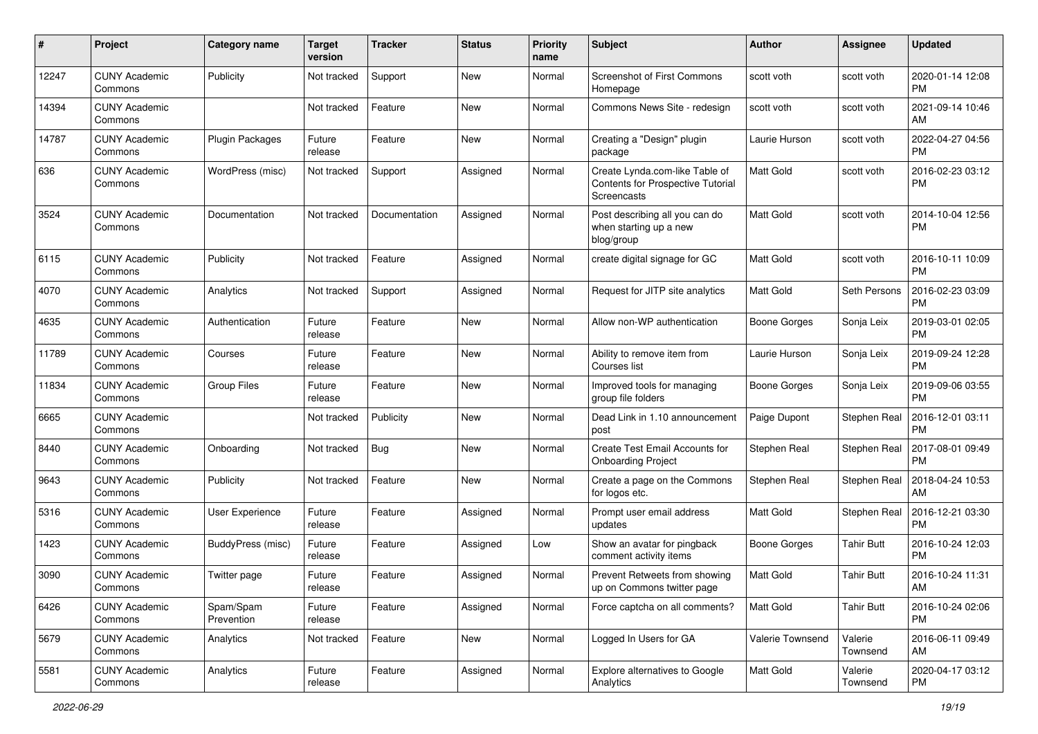| # | Project | Category name | Target version | Tracker | Status | Priority name | Subject | Author | Assignee | Updated |
|---|---|---|---|---|---|---|---|---|---|---|
| 12247 | CUNY Academic Commons | Publicity | Not tracked | Support | New | Normal | Screenshot of First Commons Homepage | scott voth | scott voth | 2020-01-14 12:08 PM |
| 14394 | CUNY Academic Commons | | Not tracked | Feature | New | Normal | Commons News Site - redesign | scott voth | scott voth | 2021-09-14 10:46 AM |
| 14787 | CUNY Academic Commons | Plugin Packages | Future release | Feature | New | Normal | Creating a "Design" plugin package | Laurie Hurson | scott voth | 2022-04-27 04:56 PM |
| 636 | CUNY Academic Commons | WordPress (misc) | Not tracked | Support | Assigned | Normal | Create Lynda.com-like Table of Contents for Prospective Tutorial Screencasts | Matt Gold | scott voth | 2016-02-23 03:12 PM |
| 3524 | CUNY Academic Commons | Documentation | Not tracked | Documentation | Assigned | Normal | Post describing all you can do when starting up a new blog/group | Matt Gold | scott voth | 2014-10-04 12:56 PM |
| 6115 | CUNY Academic Commons | Publicity | Not tracked | Feature | Assigned | Normal | create digital signage for GC | Matt Gold | scott voth | 2016-10-11 10:09 PM |
| 4070 | CUNY Academic Commons | Analytics | Not tracked | Support | Assigned | Normal | Request for JITP site analytics | Matt Gold | Seth Persons | 2016-02-23 03:09 PM |
| 4635 | CUNY Academic Commons | Authentication | Future release | Feature | New | Normal | Allow non-WP authentication | Boone Gorges | Sonja Leix | 2019-03-01 02:05 PM |
| 11789 | CUNY Academic Commons | Courses | Future release | Feature | New | Normal | Ability to remove item from Courses list | Laurie Hurson | Sonja Leix | 2019-09-24 12:28 PM |
| 11834 | CUNY Academic Commons | Group Files | Future release | Feature | New | Normal | Improved tools for managing group file folders | Boone Gorges | Sonja Leix | 2019-09-06 03:55 PM |
| 6665 | CUNY Academic Commons | | Not tracked | Publicity | New | Normal | Dead Link in 1.10 announcement post | Paige Dupont | Stephen Real | 2016-12-01 03:11 PM |
| 8440 | CUNY Academic Commons | Onboarding | Not tracked | Bug | New | Normal | Create Test Email Accounts for Onboarding Project | Stephen Real | Stephen Real | 2017-08-01 09:49 PM |
| 9643 | CUNY Academic Commons | Publicity | Not tracked | Feature | New | Normal | Create a page on the Commons for logos etc. | Stephen Real | Stephen Real | 2018-04-24 10:53 AM |
| 5316 | CUNY Academic Commons | User Experience | Future release | Feature | Assigned | Normal | Prompt user email address updates | Matt Gold | Stephen Real | 2016-12-21 03:30 PM |
| 1423 | CUNY Academic Commons | BuddyPress (misc) | Future release | Feature | Assigned | Low | Show an avatar for pingback comment activity items | Boone Gorges | Tahir Butt | 2016-10-24 12:03 PM |
| 3090 | CUNY Academic Commons | Twitter page | Future release | Feature | Assigned | Normal | Prevent Retweets from showing up on Commons twitter page | Matt Gold | Tahir Butt | 2016-10-24 11:31 AM |
| 6426 | CUNY Academic Commons | Spam/Spam Prevention | Future release | Feature | Assigned | Normal | Force captcha on all comments? | Matt Gold | Tahir Butt | 2016-10-24 02:06 PM |
| 5679 | CUNY Academic Commons | Analytics | Not tracked | Feature | New | Normal | Logged In Users for GA | Valerie Townsend | Valerie Townsend | 2016-06-11 09:49 AM |
| 5581 | CUNY Academic Commons | Analytics | Future release | Feature | Assigned | Normal | Explore alternatives to Google Analytics | Matt Gold | Valerie Townsend | 2020-04-17 03:12 PM |